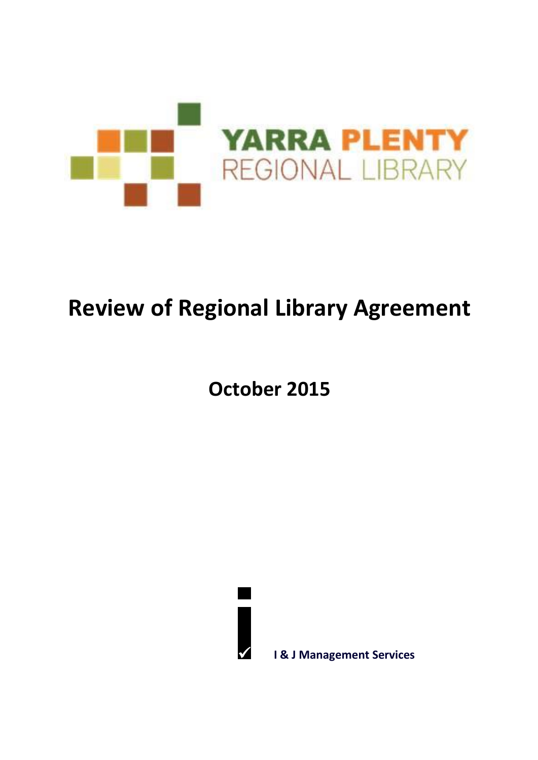YARRA PLENTY
REGIONAL LIBRARY

# Review of Regional Library Agreement

## October 2015

I & J Management Services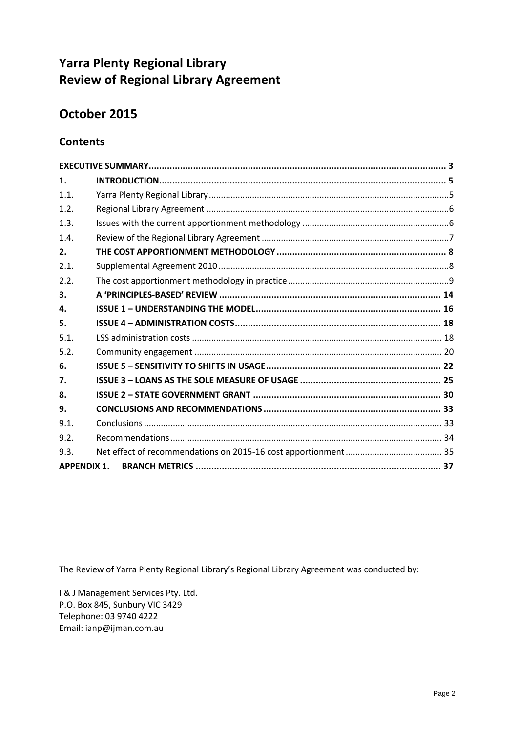# Yarra Plenty Regional Library
# Review of Regional Library Agreement

## October 2015

### Contents

| | | |
|---|---|---|
| **EXECUTIVE SUMMARY** | | **3** |
| **1.** | **INTRODUCTION** | **5** |
| 1.1. | Yarra Plenty Regional Library | 5 |
| 1.2. | Regional Library Agreement | 6 |
| 1.3. | Issues with the current apportionment methodology | 6 |
| 1.4. | Review of the Regional Library Agreement | 7 |
| **2.** | **THE COST APPORTIONMENT METHODOLOGY** | **8** |
| 2.1. | Supplemental Agreement 2010 | 8 |
| 2.2. | The cost apportionment methodology in practice | 9 |
| **3.** | **A 'PRINCIPLES-BASED' REVIEW** | **14** |
| **4.** | **ISSUE 1 – UNDERSTANDING THE MODEL** | **16** |
| **5.** | **ISSUE 4 – ADMINISTRATION COSTS** | **18** |
| 5.1. | LSS administration costs | 18 |
| 5.2. | Community engagement | 20 |
| **6.** | **ISSUE 5 – SENSITIVITY TO SHIFTS IN USAGE** | **22** |
| **7.** | **ISSUE 3 – LOANS AS THE SOLE MEASURE OF USAGE** | **25** |
| **8.** | **ISSUE 2 – STATE GOVERNMENT GRANT** | **30** |
| **9.** | **CONCLUSIONS AND RECOMMENDATIONS** | **33** |
| 9.1. | Conclusions | 33 |
| 9.2. | Recommendations | 34 |
| 9.3. | Net effect of recommendations on 2015-16 cost apportionment | 35 |
| **APPENDIX 1.** | **BRANCH METRICS** | **37** |

The Review of Yarra Plenty Regional Library's Regional Library Agreement was conducted by:

I & J Management Services Pty. Ltd.
P.O. Box 845, Sunbury VIC 3429
Telephone: 03 9740 4222
Email: ianp@ijman.com.au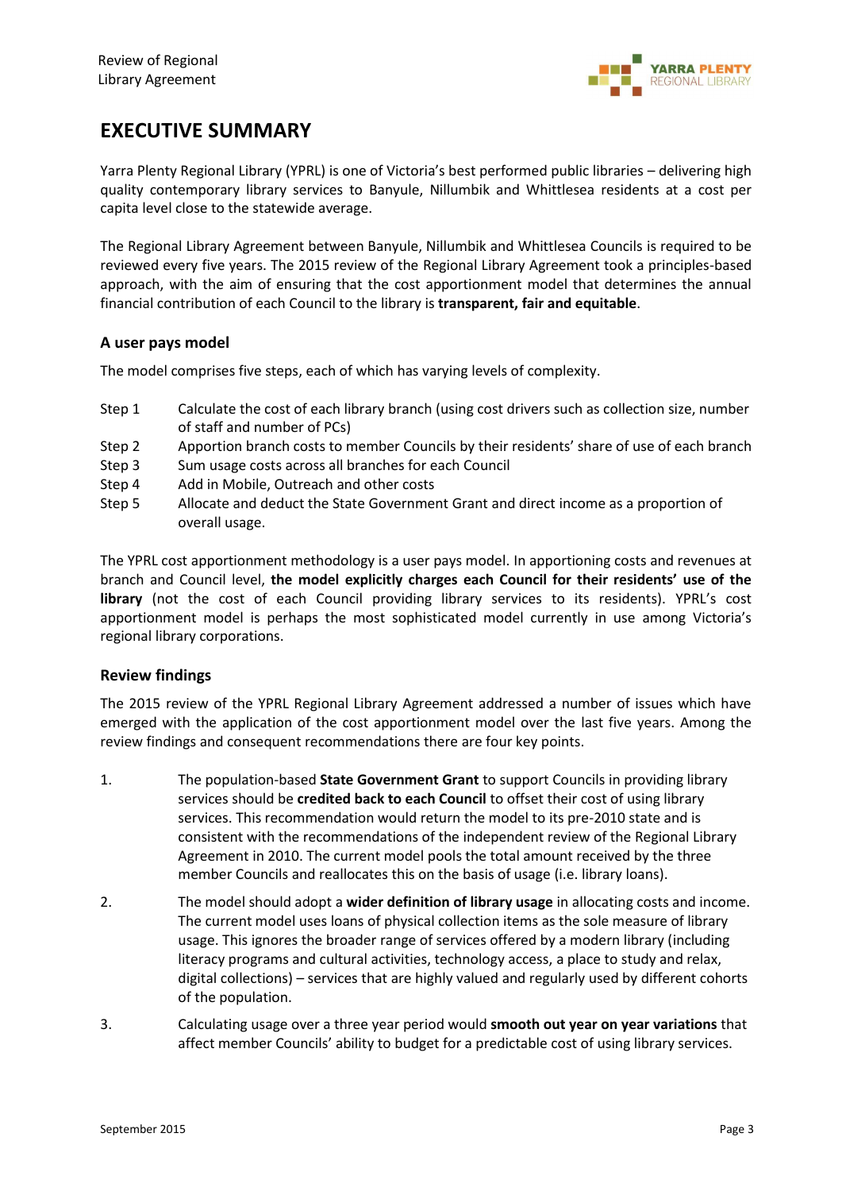# EXECUTIVE SUMMARY

Yarra Plenty Regional Library (YPRL) is one of Victoria's best performed public libraries – delivering high quality contemporary library services to Banyule, Nillumbik and Whittlesea residents at a cost per capita level close to the statewide average.

The Regional Library Agreement between Banyule, Nillumbik and Whittlesea Councils is required to be reviewed every five years. The 2015 review of the Regional Library Agreement took a principles-based approach, with the aim of ensuring that the cost apportionment model that determines the annual financial contribution of each Council to the library is **transparent, fair and equitable**.

### A user pays model

The model comprises five steps, each of which has varying levels of complexity.

- Step 1 Calculate the cost of each library branch (using cost drivers such as collection size, number of staff and number of PCs)
- Step 2 Apportion branch costs to member Councils by their residents' share of use of each branch
- Step 3 Sum usage costs across all branches for each Council
- Step 4 Add in Mobile, Outreach and other costs
- Step 5 Allocate and deduct the State Government Grant and direct income as a proportion of overall usage.

The YPRL cost apportionment methodology is a user pays model. In apportioning costs and revenues at branch and Council level, **the model explicitly charges each Council for their residents' use of the library** (not the cost of each Council providing library services to its residents). YPRL's cost apportionment model is perhaps the most sophisticated model currently in use among Victoria's regional library corporations.

### Review findings

The 2015 review of the YPRL Regional Library Agreement addressed a number of issues which have emerged with the application of the cost apportionment model over the last five years. Among the review findings and consequent recommendations there are four key points.

1. The population-based **State Government Grant** to support Councils in providing library services should be **credited back to each Council** to offset their cost of using library services. This recommendation would return the model to its pre-2010 state and is consistent with the recommendations of the independent review of the Regional Library Agreement in 2010. The current model pools the total amount received by the three member Councils and reallocates this on the basis of usage (i.e. library loans).
2. The model should adopt a **wider definition of library usage** in allocating costs and income. The current model uses loans of physical collection items as the sole measure of library usage. This ignores the broader range of services offered by a modern library (including literacy programs and cultural activities, technology access, a place to study and relax, digital collections) – services that are highly valued and regularly used by different cohorts of the population.
3. Calculating usage over a three year period would **smooth out year on year variations** that affect member Councils' ability to budget for a predictable cost of using library services.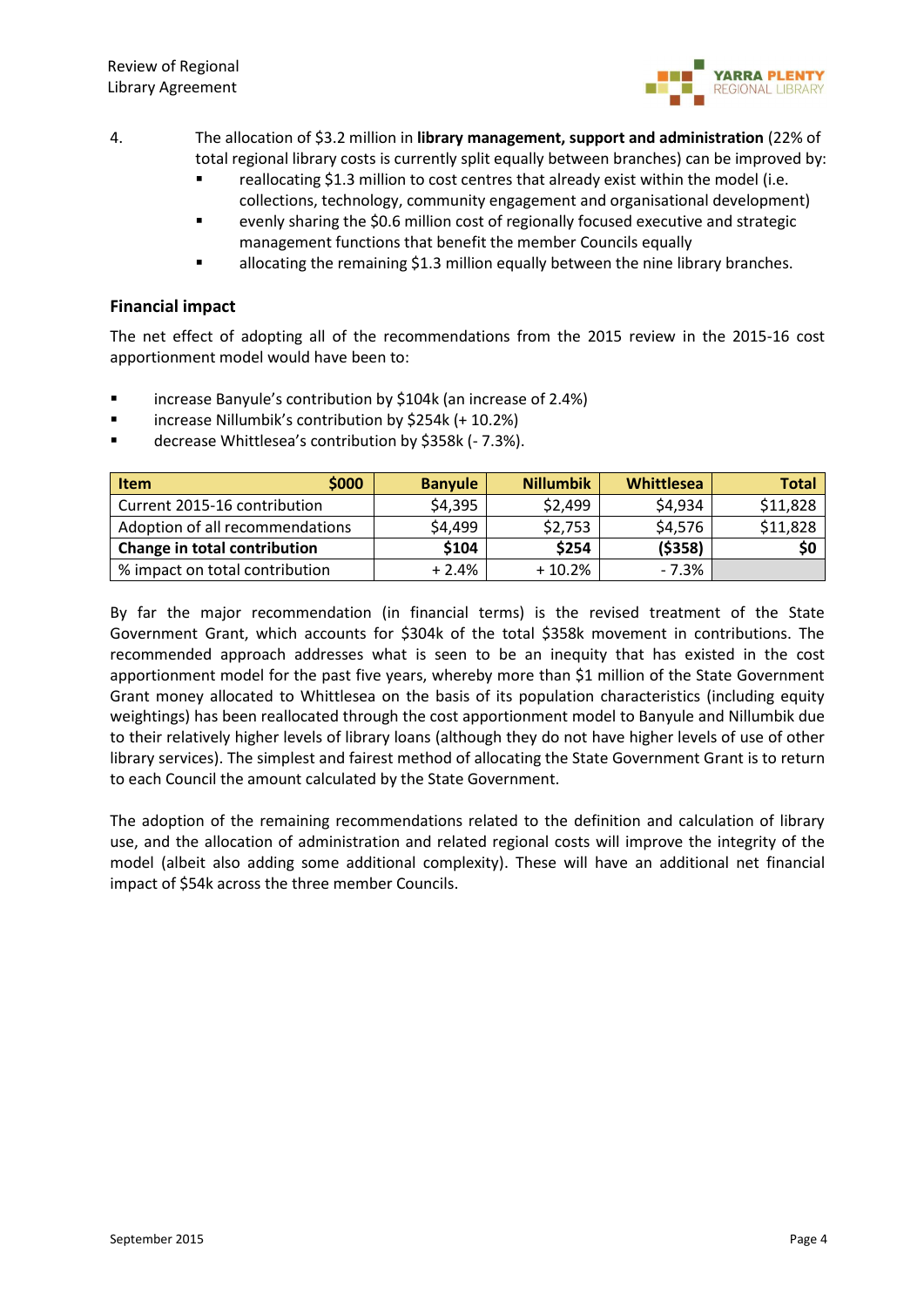4. The allocation of $3.2 million in **library management, support and administration** (22% of total regional library costs is currently split equally between branches) can be improved by:
   - reallocating $1.3 million to cost centres that already exist within the model (i.e. collections, technology, community engagement and organisational development)
   - evenly sharing the $0.6 million cost of regionally focused executive and strategic management functions that benefit the member Councils equally
   - allocating the remaining $1.3 million equally between the nine library branches.

### Financial impact

The net effect of adopting all of the recommendations from the 2015 review in the 2015-16 cost apportionment model would have been to:

- increase Banyule's contribution by $104k (an increase of 2.4%)
- increase Nillumbik's contribution by $254k (+ 10.2%)
- decrease Whittlesea's contribution by $358k (- 7.3%).

| Item $000 | Banyule | Nillumbik | Whittlesea | Total |
|---|---|---|---|---|
| Current 2015-16 contribution | $4,395 | $2,499 | $4,934 | $11,828 |
| Adoption of all recommendations | $4,499 | $2,753 | $4,576 | $11,828 |
| **Change in total contribution** | **$104** | **$254** | **($358)** | **$0** |
| % impact on total contribution | + 2.4% | + 10.2% | - 7.3% | |

By far the major recommendation (in financial terms) is the revised treatment of the State Government Grant, which accounts for $304k of the total $358k movement in contributions. The recommended approach addresses what is seen to be an inequity that has existed in the cost apportionment model for the past five years, whereby more than $1 million of the State Government Grant money allocated to Whittlesea on the basis of its population characteristics (including equity weightings) has been reallocated through the cost apportionment model to Banyule and Nillumbik due to their relatively higher levels of library loans (although they do not have higher levels of use of other library services). The simplest and fairest method of allocating the State Government Grant is to return to each Council the amount calculated by the State Government.

The adoption of the remaining recommendations related to the definition and calculation of library use, and the allocation of administration and related regional costs will improve the integrity of the model (albeit also adding some additional complexity). These will have an additional net financial impact of $54k across the three member Councils.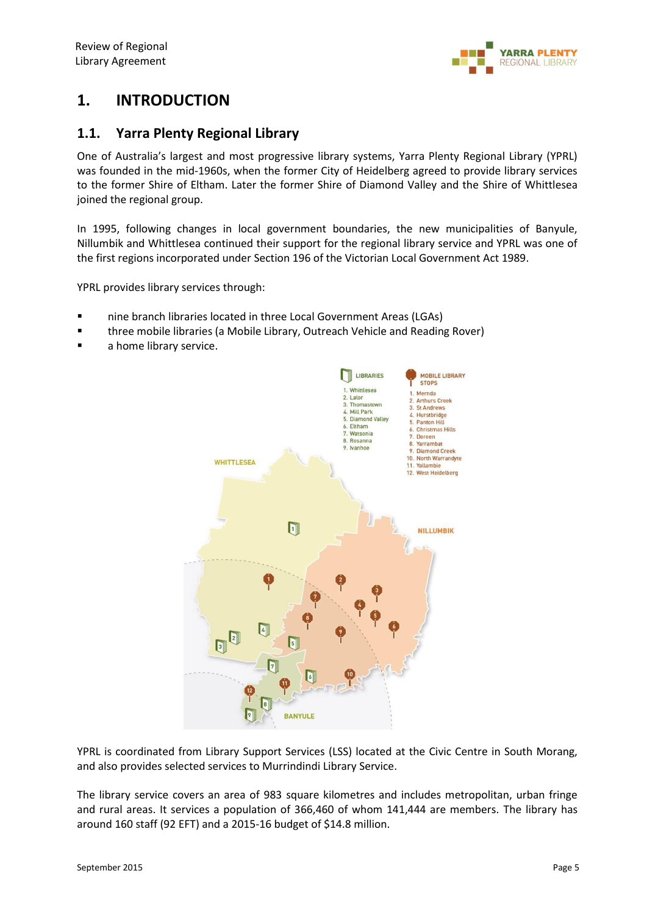# 1. INTRODUCTION

## 1.1. Yarra Plenty Regional Library

One of Australia's largest and most progressive library systems, Yarra Plenty Regional Library (YPRL) was founded in the mid-1960s, when the former City of Heidelberg agreed to provide library services to the former Shire of Eltham. Later the former Shire of Diamond Valley and the Shire of Whittlesea joined the regional group.

In 1995, following changes in local government boundaries, the new municipalities of Banyule, Nillumbik and Whittlesea continued their support for the regional library service and YPRL was one of the first regions incorporated under Section 196 of the Victorian Local Government Act 1989.

YPRL provides library services through:

- nine branch libraries located in three Local Government Areas (LGAs)
- three mobile libraries (a Mobile Library, Outreach Vehicle and Reading Rover)
- a home library service.

LIBRARIES
1. Whittlesea
2. Lalor
3. Thomastown
4. Mill Park
5. Diamond Valley
6. Eltham
7. Watsonia
8. Rosanna
9. Ivanhoe

MOBILE LIBRARY STOPS
1. Mernda
2. Arthurs Creek
3. St Andrews
4. Hurstbridge
5. Panton Hill
6. Christmas Hills
7. Doreen
8. Yarrambat
9. Diamond Creek
10. North Warrandyte
11. Yallambie
12. West Heidelberg

WHITTLESEA
NILLUMBIK
BANYULE

YPRL is coordinated from Library Support Services (LSS) located at the Civic Centre in South Morang, and also provides selected services to Murrindindi Library Service.

The library service covers an area of 983 square kilometres and includes metropolitan, urban fringe and rural areas. It services a population of 366,460 of whom 141,444 are members. The library has around 160 staff (92 EFT) and a 2015-16 budget of $14.8 million.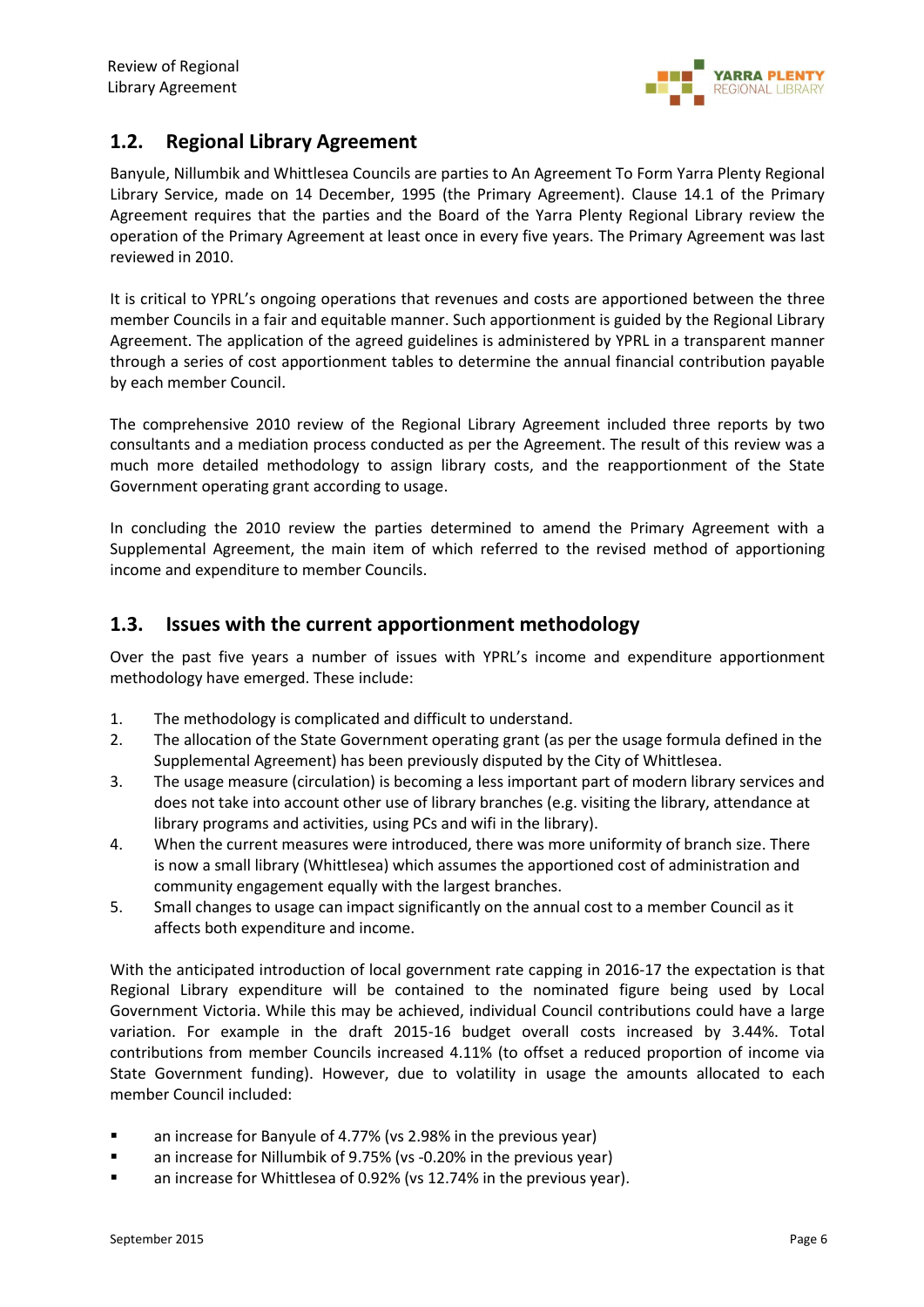## 1.2. Regional Library Agreement

Banyule, Nillumbik and Whittlesea Councils are parties to An Agreement To Form Yarra Plenty Regional Library Service, made on 14 December, 1995 (the Primary Agreement). Clause 14.1 of the Primary Agreement requires that the parties and the Board of the Yarra Plenty Regional Library review the operation of the Primary Agreement at least once in every five years. The Primary Agreement was last reviewed in 2010.

It is critical to YPRL's ongoing operations that revenues and costs are apportioned between the three member Councils in a fair and equitable manner. Such apportionment is guided by the Regional Library Agreement. The application of the agreed guidelines is administered by YPRL in a transparent manner through a series of cost apportionment tables to determine the annual financial contribution payable by each member Council.

The comprehensive 2010 review of the Regional Library Agreement included three reports by two consultants and a mediation process conducted as per the Agreement. The result of this review was a much more detailed methodology to assign library costs, and the reapportionment of the State Government operating grant according to usage.

In concluding the 2010 review the parties determined to amend the Primary Agreement with a Supplemental Agreement, the main item of which referred to the revised method of apportioning income and expenditure to member Councils.

## 1.3. Issues with the current apportionment methodology

Over the past five years a number of issues with YPRL's income and expenditure apportionment methodology have emerged. These include:

1. The methodology is complicated and difficult to understand.
2. The allocation of the State Government operating grant (as per the usage formula defined in the Supplemental Agreement) has been previously disputed by the City of Whittlesea.
3. The usage measure (circulation) is becoming a less important part of modern library services and does not take into account other use of library branches (e.g. visiting the library, attendance at library programs and activities, using PCs and wifi in the library).
4. When the current measures were introduced, there was more uniformity of branch size. There is now a small library (Whittlesea) which assumes the apportioned cost of administration and community engagement equally with the largest branches.
5. Small changes to usage can impact significantly on the annual cost to a member Council as it affects both expenditure and income.

With the anticipated introduction of local government rate capping in 2016-17 the expectation is that Regional Library expenditure will be contained to the nominated figure being used by Local Government Victoria. While this may be achieved, individual Council contributions could have a large variation. For example in the draft 2015-16 budget overall costs increased by 3.44%. Total contributions from member Councils increased 4.11% (to offset a reduced proportion of income via State Government funding). However, due to volatility in usage the amounts allocated to each member Council included:

- an increase for Banyule of 4.77% (vs 2.98% in the previous year)
- an increase for Nillumbik of 9.75% (vs -0.20% in the previous year)
- an increase for Whittlesea of 0.92% (vs 12.74% in the previous year).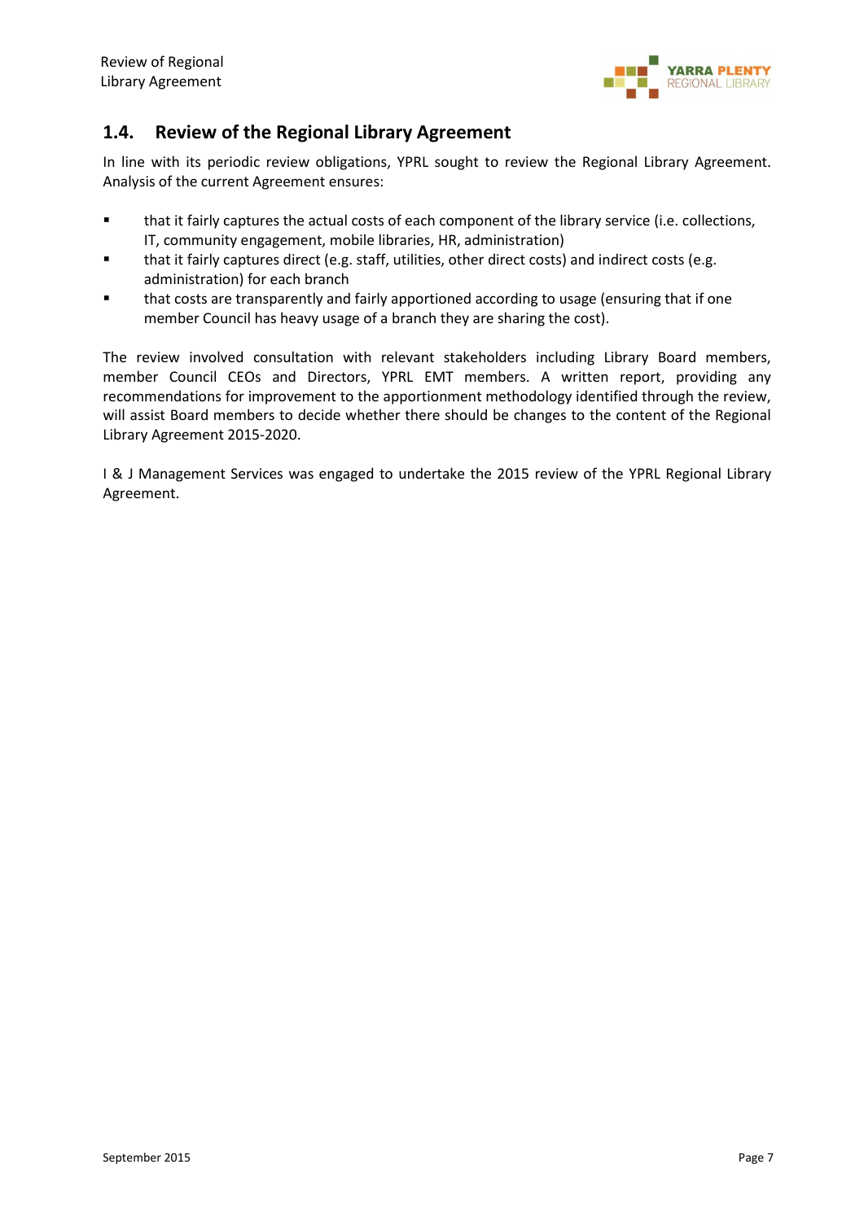## 1.4. Review of the Regional Library Agreement

In line with its periodic review obligations, YPRL sought to review the Regional Library Agreement. Analysis of the current Agreement ensures:

- that it fairly captures the actual costs of each component of the library service (i.e. collections, IT, community engagement, mobile libraries, HR, administration)
- that it fairly captures direct (e.g. staff, utilities, other direct costs) and indirect costs (e.g. administration) for each branch
- that costs are transparently and fairly apportioned according to usage (ensuring that if one member Council has heavy usage of a branch they are sharing the cost).

The review involved consultation with relevant stakeholders including Library Board members, member Council CEOs and Directors, YPRL EMT members. A written report, providing any recommendations for improvement to the apportionment methodology identified through the review, will assist Board members to decide whether there should be changes to the content of the Regional Library Agreement 2015-2020.

I & J Management Services was engaged to undertake the 2015 review of the YPRL Regional Library Agreement.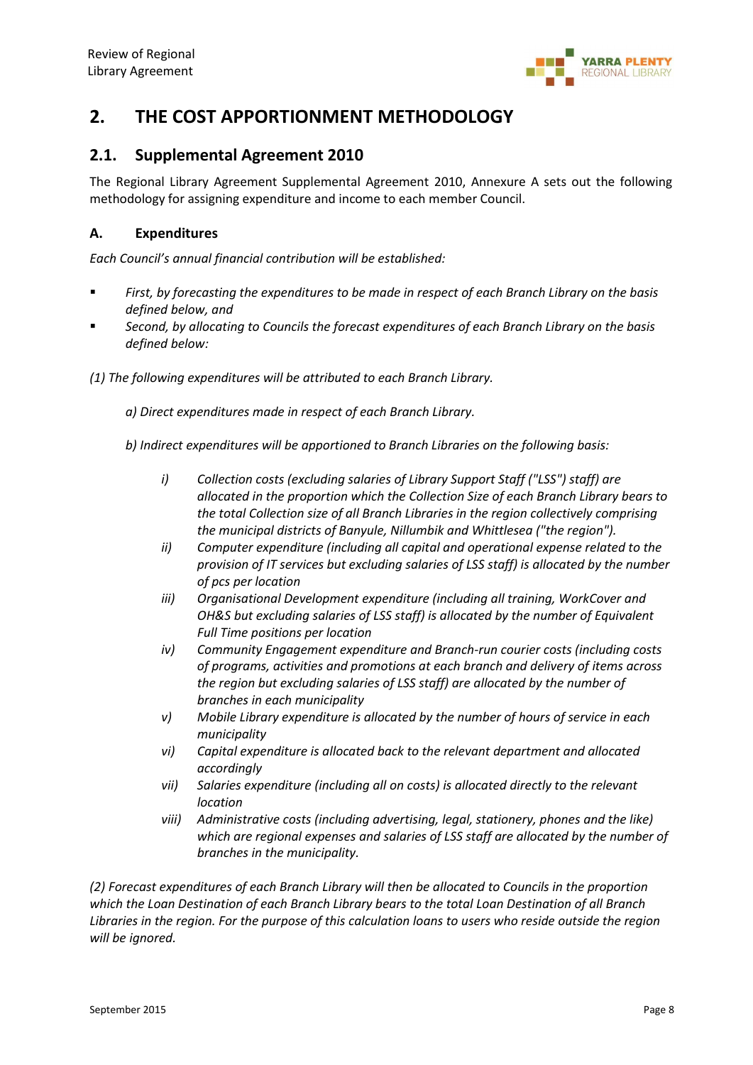## 2. THE COST APPORTIONMENT METHODOLOGY

### 2.1. Supplemental Agreement 2010

The Regional Library Agreement Supplemental Agreement 2010, Annexure A sets out the following methodology for assigning expenditure and income to each member Council.

#### A. Expenditures

*Each Council's annual financial contribution will be established:*

- *First, by forecasting the expenditures to be made in respect of each Branch Library on the basis defined below, and*
- *Second, by allocating to Councils the forecast expenditures of each Branch Library on the basis defined below:*

*(1) The following expenditures will be attributed to each Branch Library.*

*a) Direct expenditures made in respect of each Branch Library.*

*b) Indirect expenditures will be apportioned to Branch Libraries on the following basis:*

- *i) Collection costs (excluding salaries of Library Support Staff ("LSS") staff) are allocated in the proportion which the Collection Size of each Branch Library bears to the total Collection size of all Branch Libraries in the region collectively comprising the municipal districts of Banyule, Nillumbik and Whittlesea ("the region").*
- *ii) Computer expenditure (including all capital and operational expense related to the provision of IT services but excluding salaries of LSS staff) is allocated by the number of pcs per location*
- *iii) Organisational Development expenditure (including all training, WorkCover and OH&S but excluding salaries of LSS staff) is allocated by the number of Equivalent Full Time positions per location*
- *iv) Community Engagement expenditure and Branch-run courier costs (including costs of programs, activities and promotions at each branch and delivery of items across the region but excluding salaries of LSS staff) are allocated by the number of branches in each municipality*
- *v) Mobile Library expenditure is allocated by the number of hours of service in each municipality*
- *vi) Capital expenditure is allocated back to the relevant department and allocated accordingly*
- *vii) Salaries expenditure (including all on costs) is allocated directly to the relevant location*
- *viii) Administrative costs (including advertising, legal, stationery, phones and the like) which are regional expenses and salaries of LSS staff are allocated by the number of branches in the municipality.*

*(2) Forecast expenditures of each Branch Library will then be allocated to Councils in the proportion which the Loan Destination of each Branch Library bears to the total Loan Destination of all Branch Libraries in the region. For the purpose of this calculation loans to users who reside outside the region will be ignored.*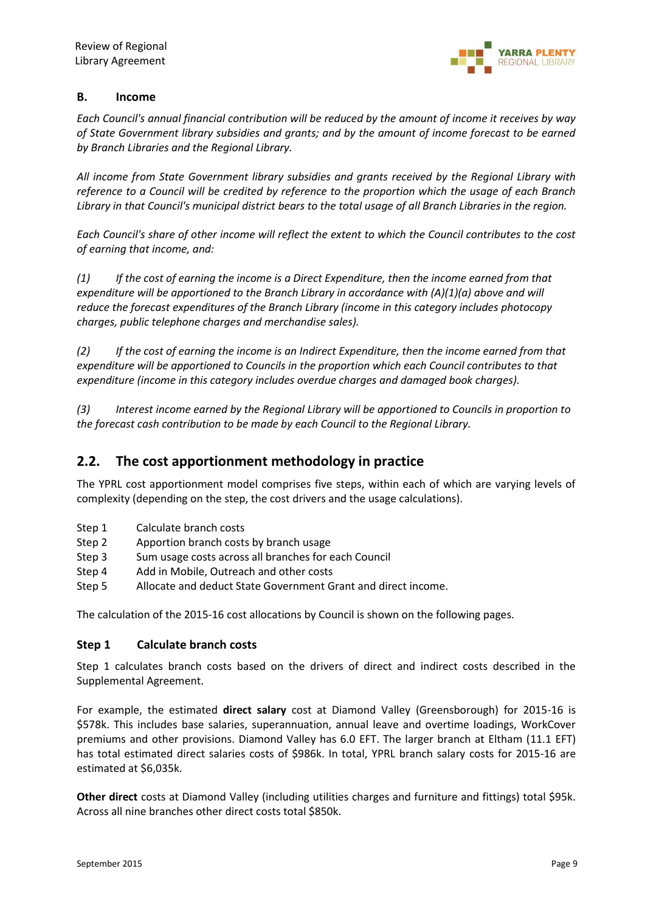### B. Income

*Each Council's annual financial contribution will be reduced by the amount of income it receives by way of State Government library subsidies and grants; and by the amount of income forecast to be earned by Branch Libraries and the Regional Library.*

*All income from State Government library subsidies and grants received by the Regional Library with reference to a Council will be credited by reference to the proportion which the usage of each Branch Library in that Council's municipal district bears to the total usage of all Branch Libraries in the region.*

*Each Council's share of other income will reflect the extent to which the Council contributes to the cost of earning that income, and:*

*(1) If the cost of earning the income is a Direct Expenditure, then the income earned from that expenditure will be apportioned to the Branch Library in accordance with (A)(1)(a) above and will reduce the forecast expenditures of the Branch Library (income in this category includes photocopy charges, public telephone charges and merchandise sales).*

*(2) If the cost of earning the income is an Indirect Expenditure, then the income earned from that expenditure will be apportioned to Councils in the proportion which each Council contributes to that expenditure (income in this category includes overdue charges and damaged book charges).*

*(3) Interest income earned by the Regional Library will be apportioned to Councils in proportion to the forecast cash contribution to be made by each Council to the Regional Library.*

## 2.2. The cost apportionment methodology in practice

The YPRL cost apportionment model comprises five steps, within each of which are varying levels of complexity (depending on the step, the cost drivers and the usage calculations).

- Step 1 Calculate branch costs
- Step 2 Apportion branch costs by branch usage
- Step 3 Sum usage costs across all branches for each Council
- Step 4 Add in Mobile, Outreach and other costs
- Step 5 Allocate and deduct State Government Grant and direct income.

The calculation of the 2015-16 cost allocations by Council is shown on the following pages.

### Step 1 Calculate branch costs

Step 1 calculates branch costs based on the drivers of direct and indirect costs described in the Supplemental Agreement.

For example, the estimated **direct salary** cost at Diamond Valley (Greensborough) for 2015-16 is $578k. This includes base salaries, superannuation, annual leave and overtime loadings, WorkCover premiums and other provisions. Diamond Valley has 6.0 EFT. The larger branch at Eltham (11.1 EFT) has total estimated direct salaries costs of $986k. In total, YPRL branch salary costs for 2015-16 are estimated at $6,035k.

**Other direct** costs at Diamond Valley (including utilities charges and furniture and fittings) total $95k. Across all nine branches other direct costs total $850k.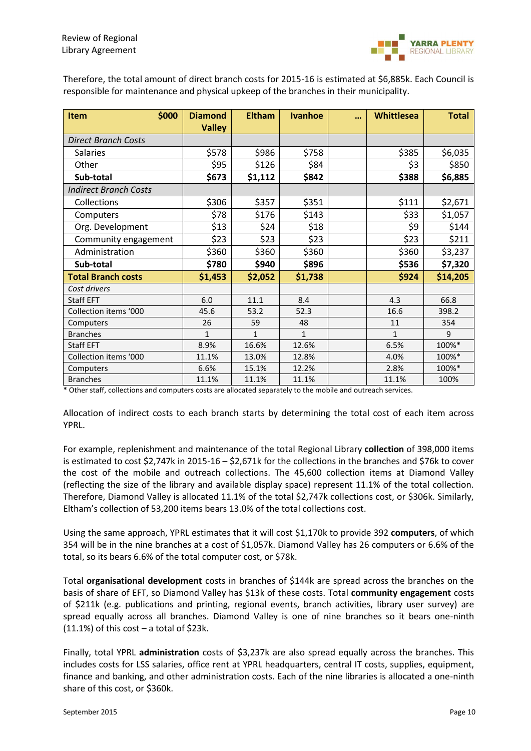Therefore, the total amount of direct branch costs for 2015-16 is estimated at $6,885k. Each Council is responsible for maintenance and physical upkeep of the branches in their municipality.

| **Item** **$000** | **Diamond Valley** | **Eltham** | **Ivanhoe** | **…** | **Whittlesea** | **Total** |
|---|---|---|---|---|---|---|
| *Direct Branch Costs* | | | | | | |
| Salaries | $578 | $986 | $758 | | $385 | $6,035 |
| Other | $95 | $126 | $84 | | $3 | $850 |
| **Sub-total** | **$673** | **$1,112** | **$842** | | **$388** | **$6,885** |
| *Indirect Branch Costs* | | | | | | |
| Collections | $306 | $357 | $351 | | $111 | $2,671 |
| Computers | $78 | $176 | $143 | | $33 | $1,057 |
| Org. Development | $13 | $24 | $18 | | $9 | $144 |
| Community engagement | $23 | $23 | $23 | | $23 | $211 |
| Administration | $360 | $360 | $360 | | $360 | $3,237 |
| **Sub-total** | **$780** | **$940** | **$896** | | **$536** | **$7,320** |
| **Total Branch costs** | **$1,453** | **$2,052** | **$1,738** | | **$924** | **$14,205** |
| *Cost drivers* | | | | | | |
| Staff EFT | 6.0 | 11.1 | 8.4 | | 4.3 | 66.8 |
| Collection items '000 | 45.6 | 53.2 | 52.3 | | 16.6 | 398.2 |
| Computers | 26 | 59 | 48 | | 11 | 354 |
| Branches | 1 | 1 | 1 | | 1 | 9 |
| Staff EFT | 8.9% | 16.6% | 12.6% | | 6.5% | 100%* |
| Collection items '000 | 11.1% | 13.0% | 12.8% | | 4.0% | 100%* |
| Computers | 6.6% | 15.1% | 12.2% | | 2.8% | 100%* |
| Branches | 11.1% | 11.1% | 11.1% | | 11.1% | 100% |

\* Other staff, collections and computers costs are allocated separately to the mobile and outreach services.

Allocation of indirect costs to each branch starts by determining the total cost of each item across YPRL.

For example, replenishment and maintenance of the total Regional Library **collection** of 398,000 items is estimated to cost $2,747k in 2015-16 – $2,671k for the collections in the branches and $76k to cover the cost of the mobile and outreach collections. The 45,600 collection items at Diamond Valley (reflecting the size of the library and available display space) represent 11.1% of the total collection. Therefore, Diamond Valley is allocated 11.1% of the total $2,747k collections cost, or $306k. Similarly, Eltham's collection of 53,200 items bears 13.0% of the total collections cost.

Using the same approach, YPRL estimates that it will cost $1,170k to provide 392 **computers**, of which 354 will be in the nine branches at a cost of $1,057k. Diamond Valley has 26 computers or 6.6% of the total, so its bears 6.6% of the total computer cost, or $78k.

Total **organisational development** costs in branches of $144k are spread across the branches on the basis of share of EFT, so Diamond Valley has $13k of these costs. Total **community engagement** costs of $211k (e.g. publications and printing, regional events, branch activities, library user survey) are spread equally across all branches. Diamond Valley is one of nine branches so it bears one-ninth (11.1%) of this cost – a total of $23k.

Finally, total YPRL **administration** costs of $3,237k are also spread equally across the branches. This includes costs for LSS salaries, office rent at YPRL headquarters, central IT costs, supplies, equipment, finance and banking, and other administration costs. Each of the nine libraries is allocated a one-ninth share of this cost, or $360k.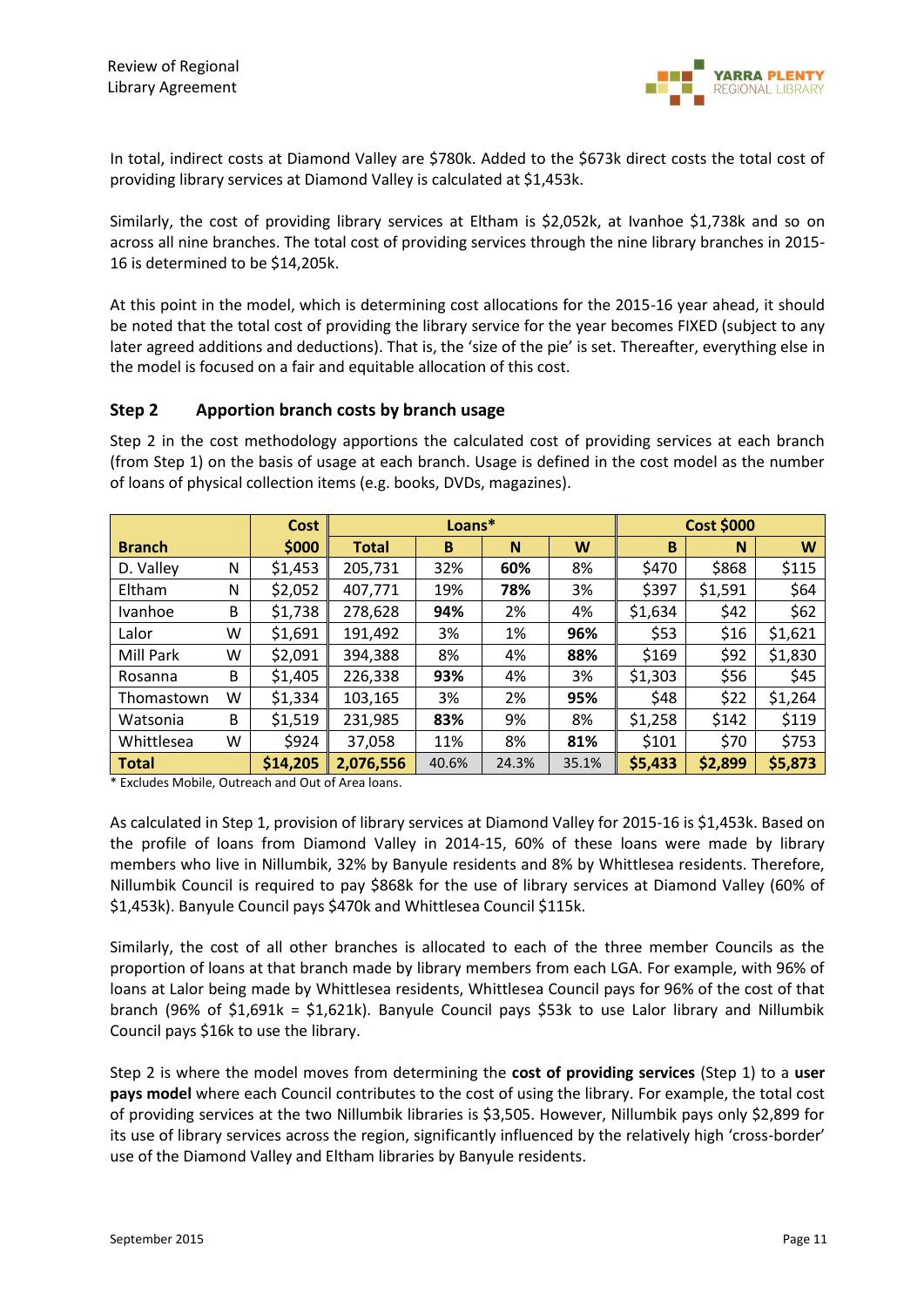In total, indirect costs at Diamond Valley are $780k. Added to the $673k direct costs the total cost of providing library services at Diamond Valley is calculated at $1,453k.

Similarly, the cost of providing library services at Eltham is $2,052k, at Ivanhoe $1,738k and so on across all nine branches. The total cost of providing services through the nine library branches in 2015-16 is determined to be $14,205k.

At this point in the model, which is determining cost allocations for the 2015-16 year ahead, it should be noted that the total cost of providing the library service for the year becomes FIXED (subject to any later agreed additions and deductions). That is, the 'size of the pie' is set. Thereafter, everything else in the model is focused on a fair and equitable allocation of this cost.

## Step 2 Apportion branch costs by branch usage

Step 2 in the cost methodology apportions the calculated cost of providing services at each branch (from Step 1) on the basis of usage at each branch. Usage is defined in the cost model as the number of loans of physical collection items (e.g. books, DVDs, magazines).

| Branch | | Cost | Loans* | | | | Cost $000 | | |
|---|---|---|---|---|---|---|---|---|---|
| | | $000 | Total | B | N | W | B | N | W |
| D. Valley | N | $1,453 | 205,731 | 32% | **60%** | 8% | $470 | $868 | $115 |
| Eltham | N | $2,052 | 407,771 | 19% | **78%** | 3% | $397 | $1,591 | $64 |
| Ivanhoe | B | $1,738 | 278,628 | **94%** | 2% | 4% | $1,634 | $42 | $62 |
| Lalor | W | $1,691 | 191,492 | 3% | 1% | **96%** | $53 | $16 | $1,621 |
| Mill Park | W | $2,091 | 394,388 | 8% | 4% | **88%** | $169 | $92 | $1,830 |
| Rosanna | B | $1,405 | 226,338 | **93%** | 4% | 3% | $1,303 | $56 | $45 |
| Thomastown | W | $1,334 | 103,165 | 3% | 2% | **95%** | $48 | $22 | $1,264 |
| Watsonia | B | $1,519 | 231,985 | **83%** | 9% | 8% | $1,258 | $142 | $119 |
| Whittlesea | W | $924 | 37,058 | 11% | 8% | **81%** | $101 | $70 | $753 |
| **Total** | | **$14,205** | **2,076,556** | 40.6% | 24.3% | 35.1% | **$5,433** | **$2,899** | **$5,873** |

\* Excludes Mobile, Outreach and Out of Area loans.

As calculated in Step 1, provision of library services at Diamond Valley for 2015-16 is $1,453k. Based on the profile of loans from Diamond Valley in 2014-15, 60% of these loans were made by library members who live in Nillumbik, 32% by Banyule residents and 8% by Whittlesea residents. Therefore, Nillumbik Council is required to pay $868k for the use of library services at Diamond Valley (60% of $1,453k). Banyule Council pays $470k and Whittlesea Council $115k.

Similarly, the cost of all other branches is allocated to each of the three member Councils as the proportion of loans at that branch made by library members from each LGA. For example, with 96% of loans at Lalor being made by Whittlesea residents, Whittlesea Council pays for 96% of the cost of that branch (96% of $1,691k = $1,621k). Banyule Council pays $53k to use Lalor library and Nillumbik Council pays $16k to use the library.

Step 2 is where the model moves from determining the **cost of providing services** (Step 1) to a **user pays model** where each Council contributes to the cost of using the library. For example, the total cost of providing services at the two Nillumbik libraries is $3,505. However, Nillumbik pays only $2,899 for its use of library services across the region, significantly influenced by the relatively high 'cross-border' use of the Diamond Valley and Eltham libraries by Banyule residents.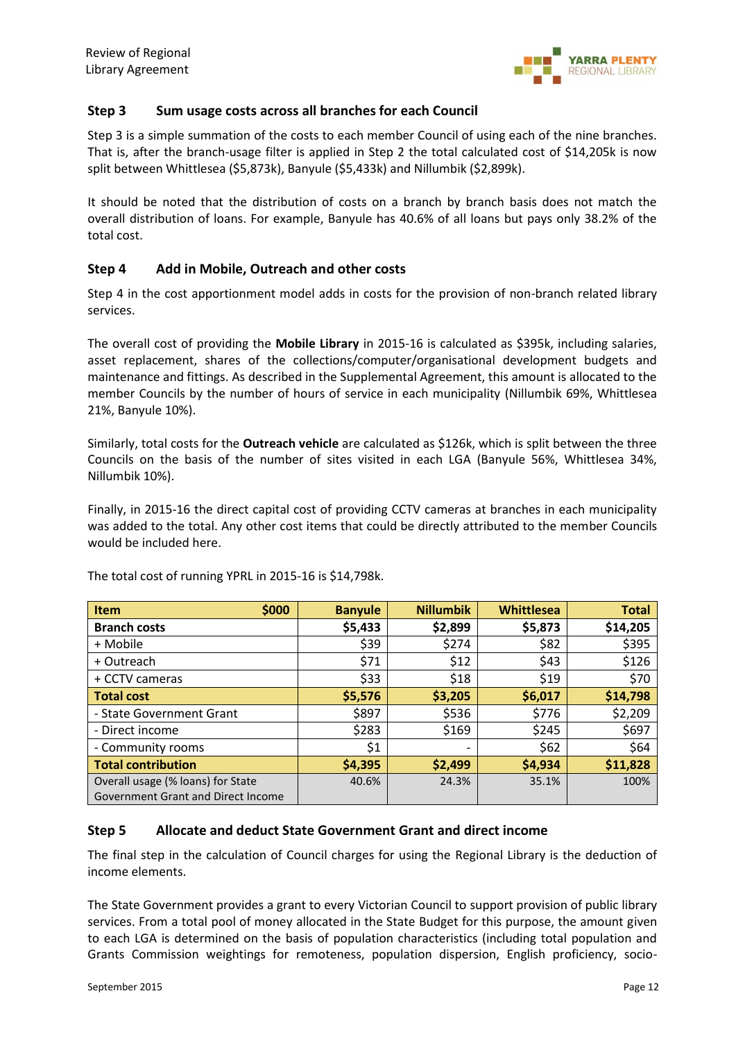### Step 3 Sum usage costs across all branches for each Council

Step 3 is a simple summation of the costs to each member Council of using each of the nine branches. That is, after the branch-usage filter is applied in Step 2 the total calculated cost of $14,205k is now split between Whittlesea ($5,873k), Banyule ($5,433k) and Nillumbik ($2,899k).

It should be noted that the distribution of costs on a branch by branch basis does not match the overall distribution of loans. For example, Banyule has 40.6% of all loans but pays only 38.2% of the total cost.

### Step 4 Add in Mobile, Outreach and other costs

Step 4 in the cost apportionment model adds in costs for the provision of non-branch related library services.

The overall cost of providing the **Mobile Library** in 2015-16 is calculated as $395k, including salaries, asset replacement, shares of the collections/computer/organisational development budgets and maintenance and fittings. As described in the Supplemental Agreement, this amount is allocated to the member Councils by the number of hours of service in each municipality (Nillumbik 69%, Whittlesea 21%, Banyule 10%).

Similarly, total costs for the **Outreach vehicle** are calculated as $126k, which is split between the three Councils on the basis of the number of sites visited in each LGA (Banyule 56%, Whittlesea 34%, Nillumbik 10%).

Finally, in 2015-16 the direct capital cost of providing CCTV cameras at branches in each municipality was added to the total. Any other cost items that could be directly attributed to the member Councils would be included here.

The total cost of running YPRL in 2015-16 is $14,798k.

| Item $000 | Banyule | Nillumbik | Whittlesea | Total |
|---|---|---|---|---|
| **Branch costs** | **$5,433** | **$2,899** | **$5,873** | **$14,205** |
| + Mobile | $39 | $274 | $82 | $395 |
| + Outreach | $71 | $12 | $43 | $126 |
| + CCTV cameras | $33 | $18 | $19 | $70 |
| **Total cost** | **$5,576** | **$3,205** | **$6,017** | **$14,798** |
| - State Government Grant | $897 | $536 | $776 | $2,209 |
| - Direct income | $283 | $169 | $245 | $697 |
| - Community rooms | $1 | - | $62 | $64 |
| **Total contribution** | **$4,395** | **$2,499** | **$4,934** | **$11,828** |
| Overall usage (% loans) for State Government Grant and Direct Income | 40.6% | 24.3% | 35.1% | 100% |

### Step 5 Allocate and deduct State Government Grant and direct income

The final step in the calculation of Council charges for using the Regional Library is the deduction of income elements.

The State Government provides a grant to every Victorian Council to support provision of public library services. From a total pool of money allocated in the State Budget for this purpose, the amount given to each LGA is determined on the basis of population characteristics (including total population and Grants Commission weightings for remoteness, population dispersion, English proficiency, socio-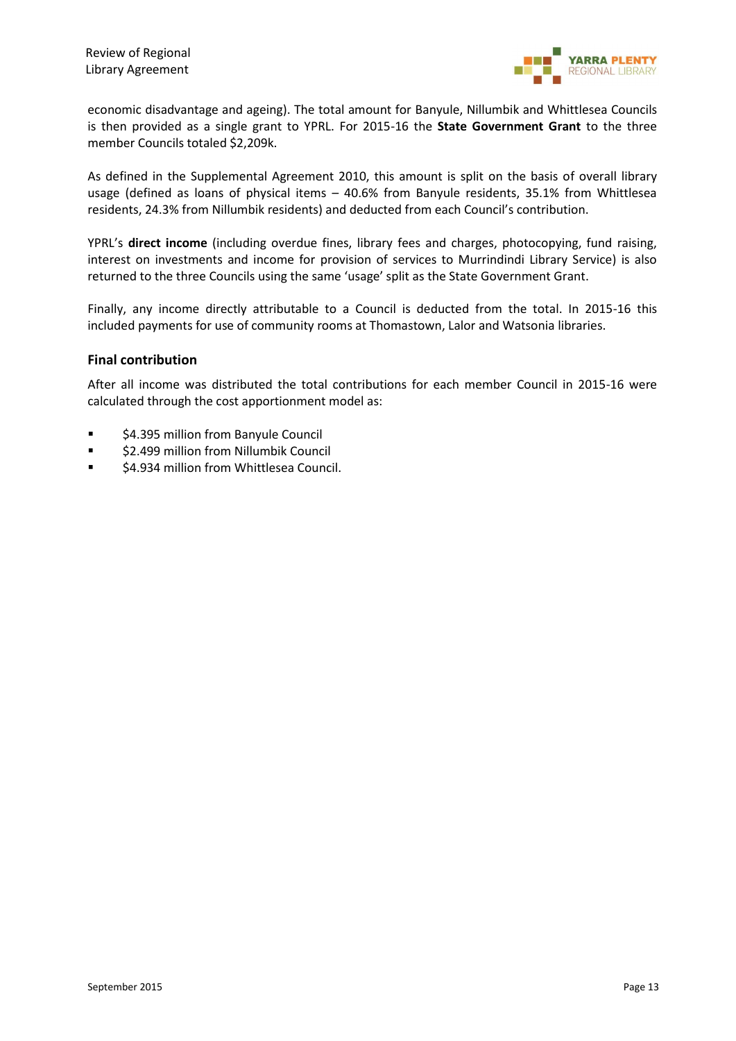economic disadvantage and ageing). The total amount for Banyule, Nillumbik and Whittlesea Councils is then provided as a single grant to YPRL. For 2015-16 the **State Government Grant** to the three member Councils totaled $2,209k.

As defined in the Supplemental Agreement 2010, this amount is split on the basis of overall library usage (defined as loans of physical items – 40.6% from Banyule residents, 35.1% from Whittlesea residents, 24.3% from Nillumbik residents) and deducted from each Council's contribution.

YPRL's **direct income** (including overdue fines, library fees and charges, photocopying, fund raising, interest on investments and income for provision of services to Murrindindi Library Service) is also returned to the three Councils using the same 'usage' split as the State Government Grant.

Finally, any income directly attributable to a Council is deducted from the total. In 2015-16 this included payments for use of community rooms at Thomastown, Lalor and Watsonia libraries.

### Final contribution

After all income was distributed the total contributions for each member Council in 2015-16 were calculated through the cost apportionment model as:

- $4.395 million from Banyule Council
- $2.499 million from Nillumbik Council
- $4.934 million from Whittlesea Council.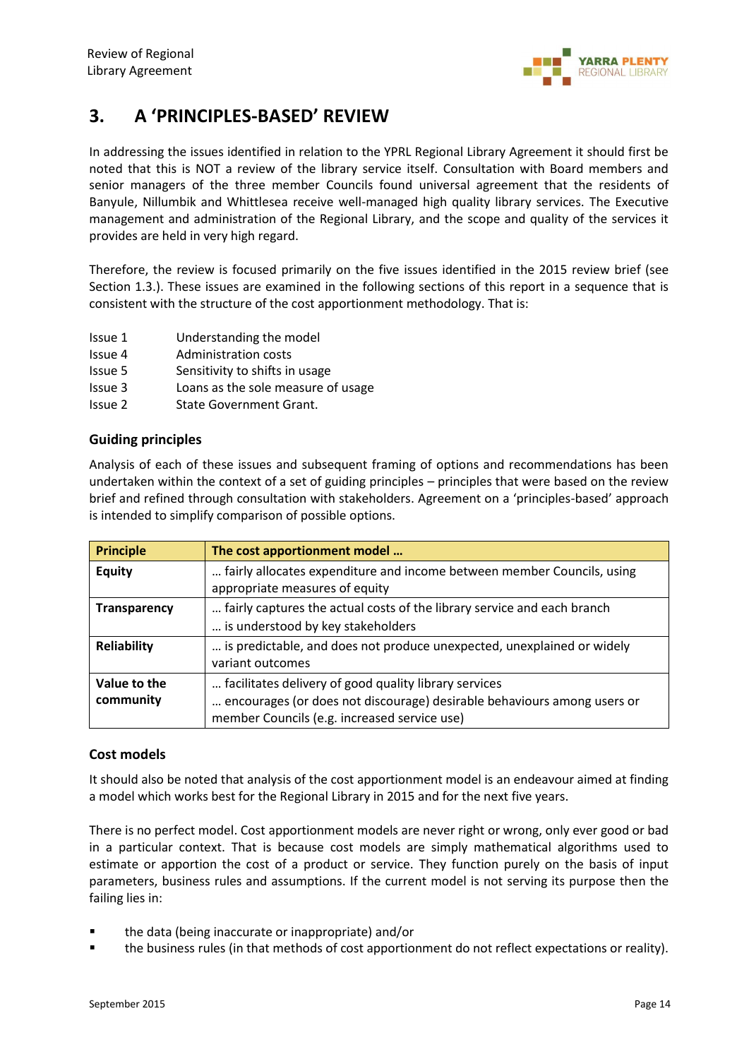## 3. A 'PRINCIPLES-BASED' REVIEW

In addressing the issues identified in relation to the YPRL Regional Library Agreement it should first be noted that this is NOT a review of the library service itself. Consultation with Board members and senior managers of the three member Councils found universal agreement that the residents of Banyule, Nillumbik and Whittlesea receive well-managed high quality library services. The Executive management and administration of the Regional Library, and the scope and quality of the services it provides are held in very high regard.

Therefore, the review is focused primarily on the five issues identified in the 2015 review brief (see Section 1.3.). These issues are examined in the following sections of this report in a sequence that is consistent with the structure of the cost apportionment methodology. That is:

- Issue 1 Understanding the model
- Issue 4 Administration costs
- Issue 5 Sensitivity to shifts in usage
- Issue 3 Loans as the sole measure of usage
- Issue 2 State Government Grant.

### Guiding principles

Analysis of each of these issues and subsequent framing of options and recommendations has been undertaken within the context of a set of guiding principles – principles that were based on the review brief and refined through consultation with stakeholders. Agreement on a 'principles-based' approach is intended to simplify comparison of possible options.

| Principle | The cost apportionment model … |
|---|---|
| **Equity** | … fairly allocates expenditure and income between member Councils, using appropriate measures of equity |
| **Transparency** | … fairly captures the actual costs of the library service and each branch<br>… is understood by key stakeholders |
| **Reliability** | … is predictable, and does not produce unexpected, unexplained or widely variant outcomes |
| **Value to the community** | … facilitates delivery of good quality library services<br>… encourages (or does not discourage) desirable behaviours among users or member Councils (e.g. increased service use) |

### Cost models

It should also be noted that analysis of the cost apportionment model is an endeavour aimed at finding a model which works best for the Regional Library in 2015 and for the next five years.

There is no perfect model. Cost apportionment models are never right or wrong, only ever good or bad in a particular context. That is because cost models are simply mathematical algorithms used to estimate or apportion the cost of a product or service. They function purely on the basis of input parameters, business rules and assumptions. If the current model is not serving its purpose then the failing lies in:

- the data (being inaccurate or inappropriate) and/or
- the business rules (in that methods of cost apportionment do not reflect expectations or reality).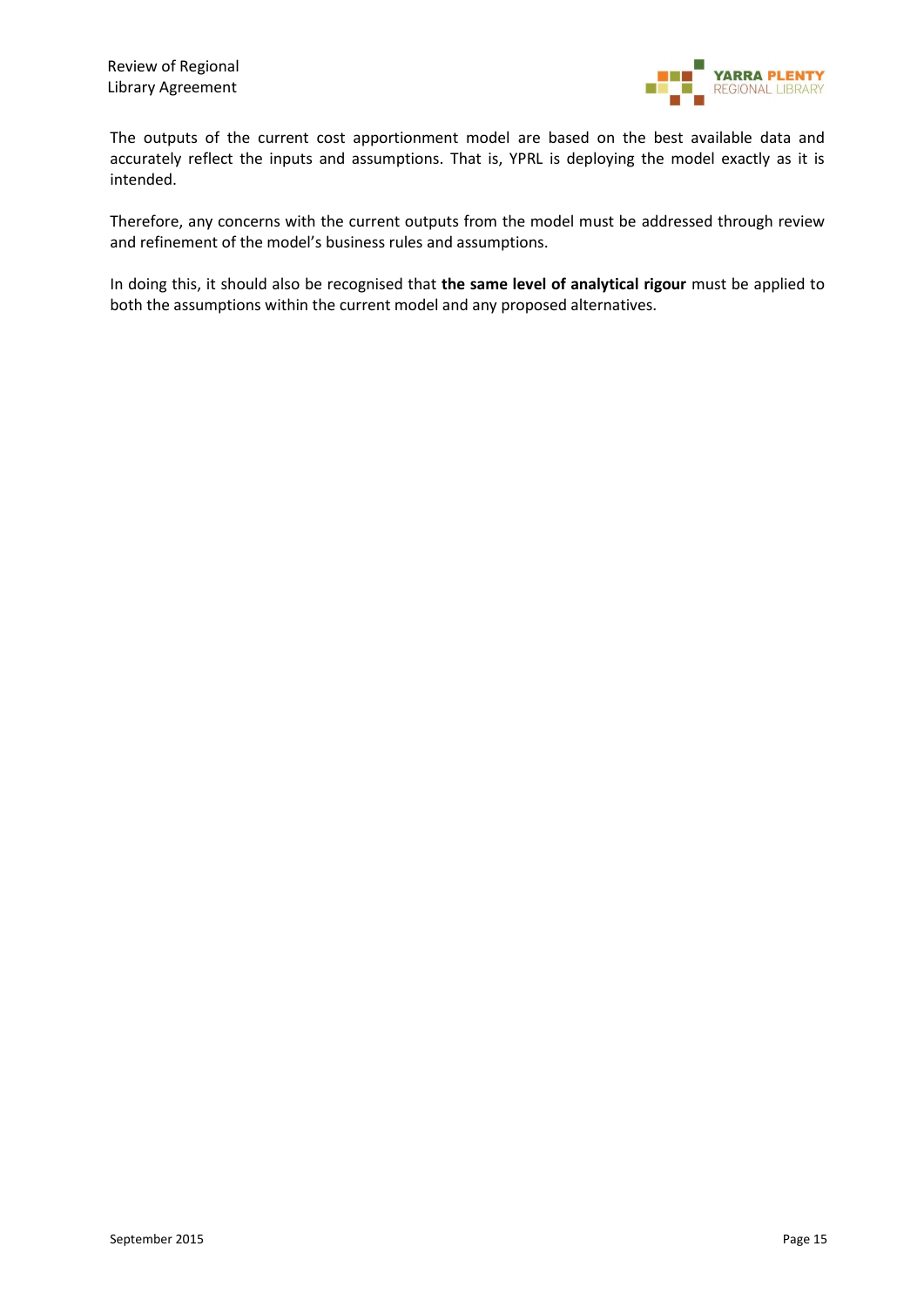The outputs of the current cost apportionment model are based on the best available data and accurately reflect the inputs and assumptions. That is, YPRL is deploying the model exactly as it is intended.

Therefore, any concerns with the current outputs from the model must be addressed through review and refinement of the model's business rules and assumptions.

In doing this, it should also be recognised that **the same level of analytical rigour** must be applied to both the assumptions within the current model and any proposed alternatives.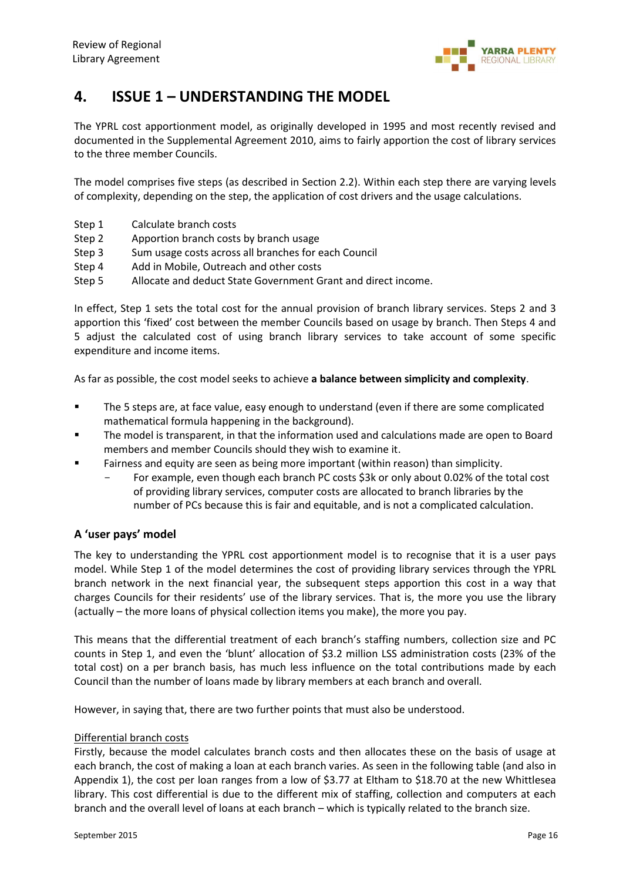# 4. ISSUE 1 – UNDERSTANDING THE MODEL

The YPRL cost apportionment model, as originally developed in 1995 and most recently revised and documented in the Supplemental Agreement 2010, aims to fairly apportion the cost of library services to the three member Councils.

The model comprises five steps (as described in Section 2.2). Within each step there are varying levels of complexity, depending on the step, the application of cost drivers and the usage calculations.

- Step 1 Calculate branch costs
- Step 2 Apportion branch costs by branch usage
- Step 3 Sum usage costs across all branches for each Council
- Step 4 Add in Mobile, Outreach and other costs
- Step 5 Allocate and deduct State Government Grant and direct income.

In effect, Step 1 sets the total cost for the annual provision of branch library services. Steps 2 and 3 apportion this 'fixed' cost between the member Councils based on usage by branch. Then Steps 4 and 5 adjust the calculated cost of using branch library services to take account of some specific expenditure and income items.

As far as possible, the cost model seeks to achieve **a balance between simplicity and complexity**.

- The 5 steps are, at face value, easy enough to understand (even if there are some complicated mathematical formula happening in the background).
- The model is transparent, in that the information used and calculations made are open to Board members and member Councils should they wish to examine it.
- Fairness and equity are seen as being more important (within reason) than simplicity.
  - For example, even though each branch PC costs $3k or only about 0.02% of the total cost of providing library services, computer costs are allocated to branch libraries by the number of PCs because this is fair and equitable, and is not a complicated calculation.

### A 'user pays' model

The key to understanding the YPRL cost apportionment model is to recognise that it is a user pays model. While Step 1 of the model determines the cost of providing library services through the YPRL branch network in the next financial year, the subsequent steps apportion this cost in a way that charges Councils for their residents' use of the library services. That is, the more you use the library (actually – the more loans of physical collection items you make), the more you pay.

This means that the differential treatment of each branch's staffing numbers, collection size and PC counts in Step 1, and even the 'blunt' allocation of $3.2 million LSS administration costs (23% of the total cost) on a per branch basis, has much less influence on the total contributions made by each Council than the number of loans made by library members at each branch and overall.

However, in saying that, there are two further points that must also be understood.

<u>Differential branch costs</u>

Firstly, because the model calculates branch costs and then allocates these on the basis of usage at each branch, the cost of making a loan at each branch varies. As seen in the following table (and also in Appendix 1), the cost per loan ranges from a low of $3.77 at Eltham to $18.70 at the new Whittlesea library. This cost differential is due to the different mix of staffing, collection and computers at each branch and the overall level of loans at each branch – which is typically related to the branch size.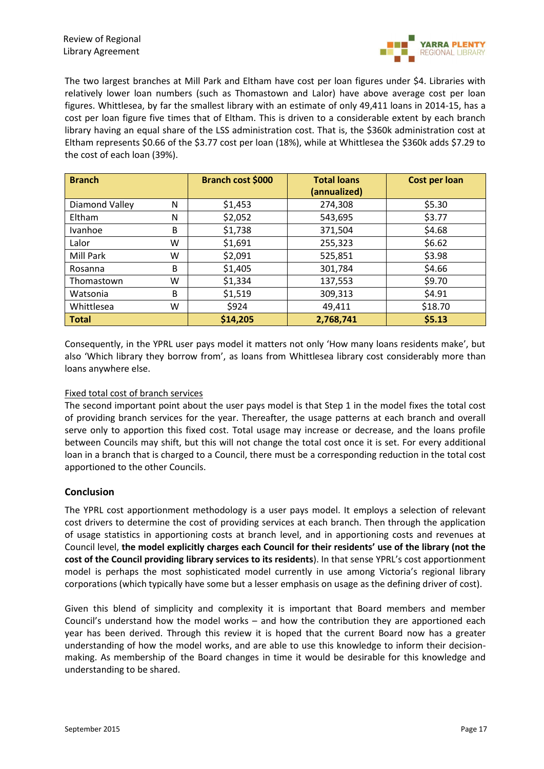The two largest branches at Mill Park and Eltham have cost per loan figures under $4. Libraries with relatively lower loan numbers (such as Thomastown and Lalor) have above average cost per loan figures. Whittlesea, by far the smallest library with an estimate of only 49,411 loans in 2014-15, has a cost per loan figure five times that of Eltham. This is driven to a considerable extent by each branch library having an equal share of the LSS administration cost. That is, the $360k administration cost at Eltham represents $0.66 of the $3.77 cost per loan (18%), while at Whittlesea the $360k adds $7.29 to the cost of each loan (39%).

| Branch | | Branch cost $000 | Total loans (annualized) | Cost per loan |
|---|---|---|---|---|
| Diamond Valley | N | $1,453 | 274,308 | $5.30 |
| Eltham | N | $2,052 | 543,695 | $3.77 |
| Ivanhoe | B | $1,738 | 371,504 | $4.68 |
| Lalor | W | $1,691 | 255,323 | $6.62 |
| Mill Park | W | $2,091 | 525,851 | $3.98 |
| Rosanna | B | $1,405 | 301,784 | $4.66 |
| Thomastown | W | $1,334 | 137,553 | $9.70 |
| Watsonia | B | $1,519 | 309,313 | $4.91 |
| Whittlesea | W | $924 | 49,411 | $18.70 |
| **Total** | | **$14,205** | **2,768,741** | **$5.13** |

Consequently, in the YPRL user pays model it matters not only 'How many loans residents make', but also 'Which library they borrow from', as loans from Whittlesea library cost considerably more than loans anywhere else.

Fixed total cost of branch services

The second important point about the user pays model is that Step 1 in the model fixes the total cost of providing branch services for the year. Thereafter, the usage patterns at each branch and overall serve only to apportion this fixed cost. Total usage may increase or decrease, and the loans profile between Councils may shift, but this will not change the total cost once it is set. For every additional loan in a branch that is charged to a Council, there must be a corresponding reduction in the total cost apportioned to the other Councils.

## Conclusion

The YPRL cost apportionment methodology is a user pays model. It employs a selection of relevant cost drivers to determine the cost of providing services at each branch. Then through the application of usage statistics in apportioning costs at branch level, and in apportioning costs and revenues at Council level, **the model explicitly charges each Council for their residents' use of the library (not the cost of the Council providing library services to its residents**). In that sense YPRL's cost apportionment model is perhaps the most sophisticated model currently in use among Victoria's regional library corporations (which typically have some but a lesser emphasis on usage as the defining driver of cost).

Given this blend of simplicity and complexity it is important that Board members and member Council's understand how the model works – and how the contribution they are apportioned each year has been derived. Through this review it is hoped that the current Board now has a greater understanding of how the model works, and are able to use this knowledge to inform their decision-making. As membership of the Board changes in time it would be desirable for this knowledge and understanding to be shared.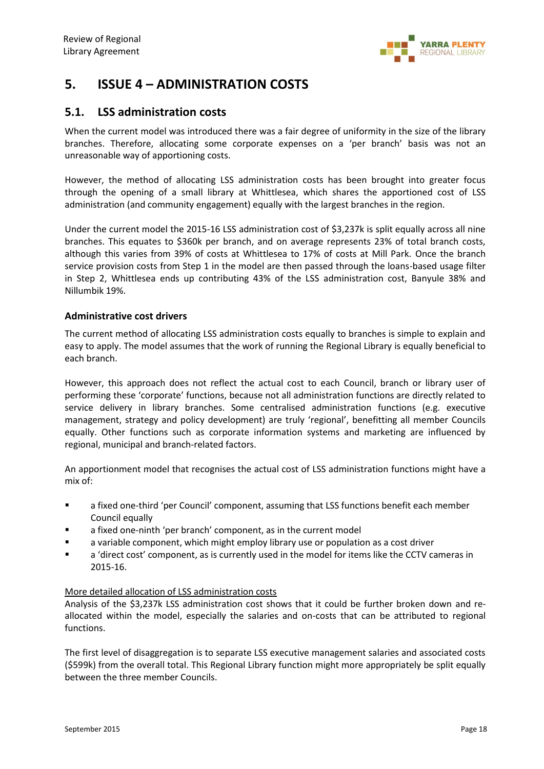# 5. ISSUE 4 – ADMINISTRATION COSTS

## 5.1. LSS administration costs

When the current model was introduced there was a fair degree of uniformity in the size of the library branches. Therefore, allocating some corporate expenses on a 'per branch' basis was not an unreasonable way of apportioning costs.

However, the method of allocating LSS administration costs has been brought into greater focus through the opening of a small library at Whittlesea, which shares the apportioned cost of LSS administration (and community engagement) equally with the largest branches in the region.

Under the current model the 2015-16 LSS administration cost of $3,237k is split equally across all nine branches. This equates to $360k per branch, and on average represents 23% of total branch costs, although this varies from 39% of costs at Whittlesea to 17% of costs at Mill Park. Once the branch service provision costs from Step 1 in the model are then passed through the loans-based usage filter in Step 2, Whittlesea ends up contributing 43% of the LSS administration cost, Banyule 38% and Nillumbik 19%.

### Administrative cost drivers

The current method of allocating LSS administration costs equally to branches is simple to explain and easy to apply. The model assumes that the work of running the Regional Library is equally beneficial to each branch.

However, this approach does not reflect the actual cost to each Council, branch or library user of performing these 'corporate' functions, because not all administration functions are directly related to service delivery in library branches. Some centralised administration functions (e.g. executive management, strategy and policy development) are truly 'regional', benefitting all member Councils equally. Other functions such as corporate information systems and marketing are influenced by regional, municipal and branch-related factors.

An apportionment model that recognises the actual cost of LSS administration functions might have a mix of:

- a fixed one-third 'per Council' component, assuming that LSS functions benefit each member Council equally
- a fixed one-ninth 'per branch' component, as in the current model
- a variable component, which might employ library use or population as a cost driver
- a 'direct cost' component, as is currently used in the model for items like the CCTV cameras in 2015-16.

More detailed allocation of LSS administration costs

Analysis of the $3,237k LSS administration cost shows that it could be further broken down and re-allocated within the model, especially the salaries and on-costs that can be attributed to regional functions.

The first level of disaggregation is to separate LSS executive management salaries and associated costs ($599k) from the overall total. This Regional Library function might more appropriately be split equally between the three member Councils.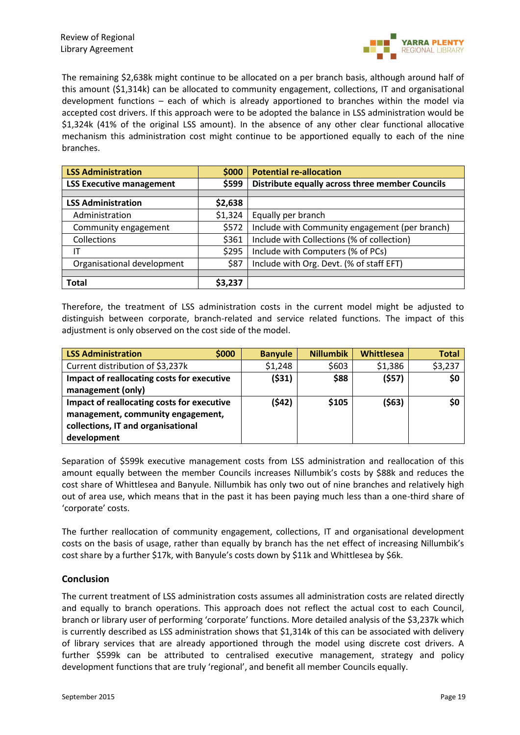The remaining $2,638k might continue to be allocated on a per branch basis, although around half of this amount ($1,314k) can be allocated to community engagement, collections, IT and organisational development functions – each of which is already apportioned to branches within the model via accepted cost drivers. If this approach were to be adopted the balance in LSS administration would be $1,324k (41% of the original LSS amount). In the absence of any other clear functional allocative mechanism this administration cost might continue to be apportioned equally to each of the nine branches.

| **LSS Administration** | **$000** | **Potential re-allocation** |
|---|---|---|
| **LSS Executive management** | **$599** | **Distribute equally across three member Councils** |
| | | |
| **LSS Administration** | **$2,638** | |
| Administration | $1,324 | Equally per branch |
| Community engagement | $572 | Include with Community engagement (per branch) |
| Collections | $361 | Include with Collections (% of collection) |
| IT | $295 | Include with Computers (% of PCs) |
| Organisational development | $87 | Include with Org. Devt. (% of staff EFT) |
| | | |
| **Total** | **$3,237** | |

Therefore, the treatment of LSS administration costs in the current model might be adjusted to distinguish between corporate, branch-related and service related functions. The impact of this adjustment is only observed on the cost side of the model.

| **LSS Administration $000** | **Banyule** | **Nillumbik** | **Whittlesea** | **Total** |
|---|---|---|---|---|
| Current distribution of $3,237k | $1,248 | $603 | $1,386 | $3,237 |
| **Impact of reallocating costs for executive management (only)** | **($31)** | **$88** | **($57)** | **$0** |
| **Impact of reallocating costs for executive management, community engagement, collections, IT and organisational development** | **($42)** | **$105** | **($63)** | **$0** |

Separation of $599k executive management costs from LSS administration and reallocation of this amount equally between the member Councils increases Nillumbik's costs by $88k and reduces the cost share of Whittlesea and Banyule. Nillumbik has only two out of nine branches and relatively high out of area use, which means that in the past it has been paying much less than a one-third share of 'corporate' costs.

The further reallocation of community engagement, collections, IT and organisational development costs on the basis of usage, rather than equally by branch has the net effect of increasing Nillumbik's cost share by a further $17k, with Banyule's costs down by $11k and Whittlesea by $6k.

### Conclusion

The current treatment of LSS administration costs assumes all administration costs are related directly and equally to branch operations. This approach does not reflect the actual cost to each Council, branch or library user of performing 'corporate' functions. More detailed analysis of the $3,237k which is currently described as LSS administration shows that $1,314k of this can be associated with delivery of library services that are already apportioned through the model using discrete cost drivers. A further $599k can be attributed to centralised executive management, strategy and policy development functions that are truly 'regional', and benefit all member Councils equally.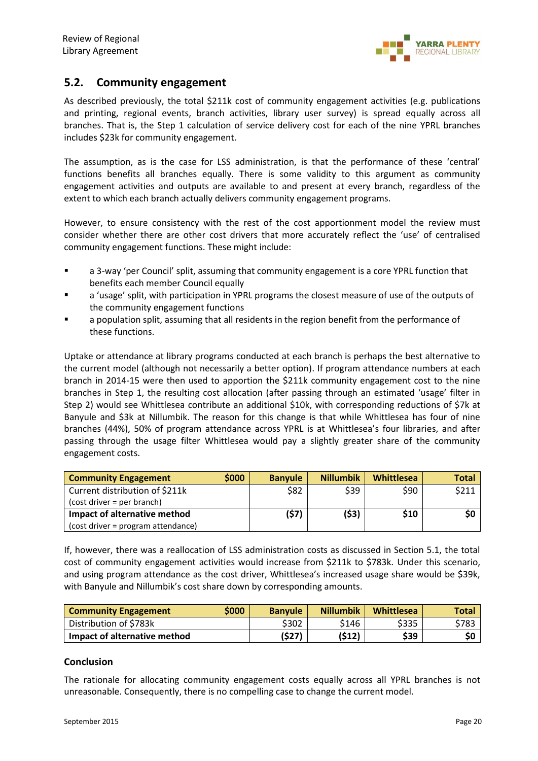## 5.2. Community engagement

As described previously, the total $211k cost of community engagement activities (e.g. publications and printing, regional events, branch activities, library user survey) is spread equally across all branches. That is, the Step 1 calculation of service delivery cost for each of the nine YPRL branches includes $23k for community engagement.

The assumption, as is the case for LSS administration, is that the performance of these 'central' functions benefits all branches equally. There is some validity to this argument as community engagement activities and outputs are available to and present at every branch, regardless of the extent to which each branch actually delivers community engagement programs.

However, to ensure consistency with the rest of the cost apportionment model the review must consider whether there are other cost drivers that more accurately reflect the 'use' of centralised community engagement functions. These might include:

- a 3-way 'per Council' split, assuming that community engagement is a core YPRL function that benefits each member Council equally
- a 'usage' split, with participation in YPRL programs the closest measure of use of the outputs of the community engagement functions
- a population split, assuming that all residents in the region benefit from the performance of these functions.

Uptake or attendance at library programs conducted at each branch is perhaps the best alternative to the current model (although not necessarily a better option). If program attendance numbers at each branch in 2014-15 were then used to apportion the $211k community engagement cost to the nine branches in Step 1, the resulting cost allocation (after passing through an estimated 'usage' filter in Step 2) would see Whittlesea contribute an additional $10k, with corresponding reductions of $7k at Banyule and $3k at Nillumbik. The reason for this change is that while Whittlesea has four of nine branches (44%), 50% of program attendance across YPRL is at Whittlesea's four libraries, and after passing through the usage filter Whittlesea would pay a slightly greater share of the community engagement costs.

| **Community Engagement** $000 | **Banyule** | **Nillumbik** | **Whittlesea** | **Total** |
|---|---|---|---|---|
| Current distribution of $211k (cost driver = per branch) | $82 | $39 | $90 | $211 |
| **Impact of alternative method** (cost driver = program attendance) | **($7)** | **($3)** | **$10** | **$0** |

If, however, there was a reallocation of LSS administration costs as discussed in Section 5.1, the total cost of community engagement activities would increase from $211k to $783k. Under this scenario, and using program attendance as the cost driver, Whittlesea's increased usage share would be $39k, with Banyule and Nillumbik's cost share down by corresponding amounts.

| **Community Engagement** $000 | **Banyule** | **Nillumbik** | **Whittlesea** | **Total** |
|---|---|---|---|---|
| Distribution of $783k | $302 | $146 | $335 | $783 |
| **Impact of alternative method** | **($27)** | **($12)** | **$39** | **$0** |

### Conclusion

The rationale for allocating community engagement costs equally across all YPRL branches is not unreasonable. Consequently, there is no compelling case to change the current model.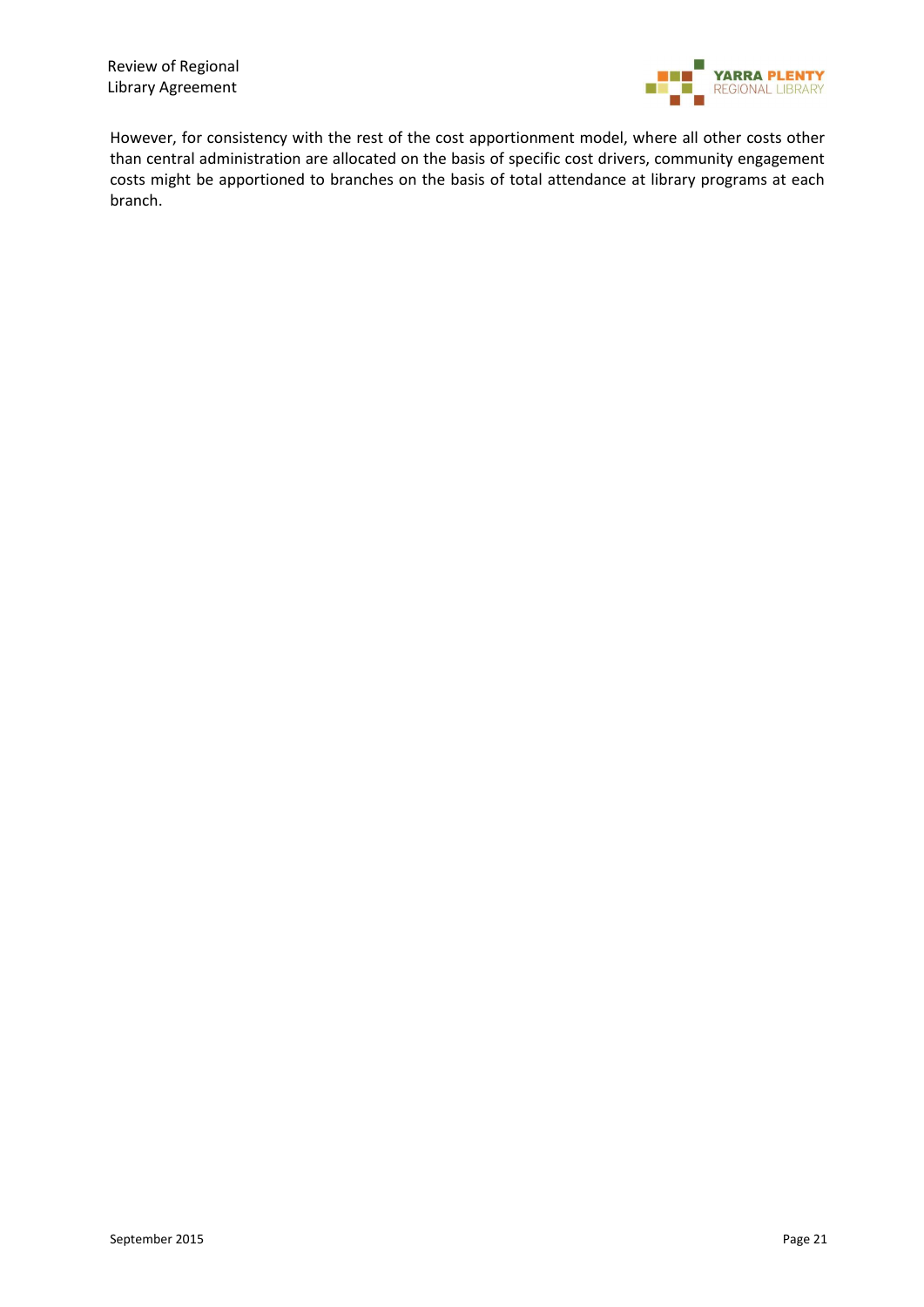However, for consistency with the rest of the cost apportionment model, where all other costs other than central administration are allocated on the basis of specific cost drivers, community engagement costs might be apportioned to branches on the basis of total attendance at library programs at each branch.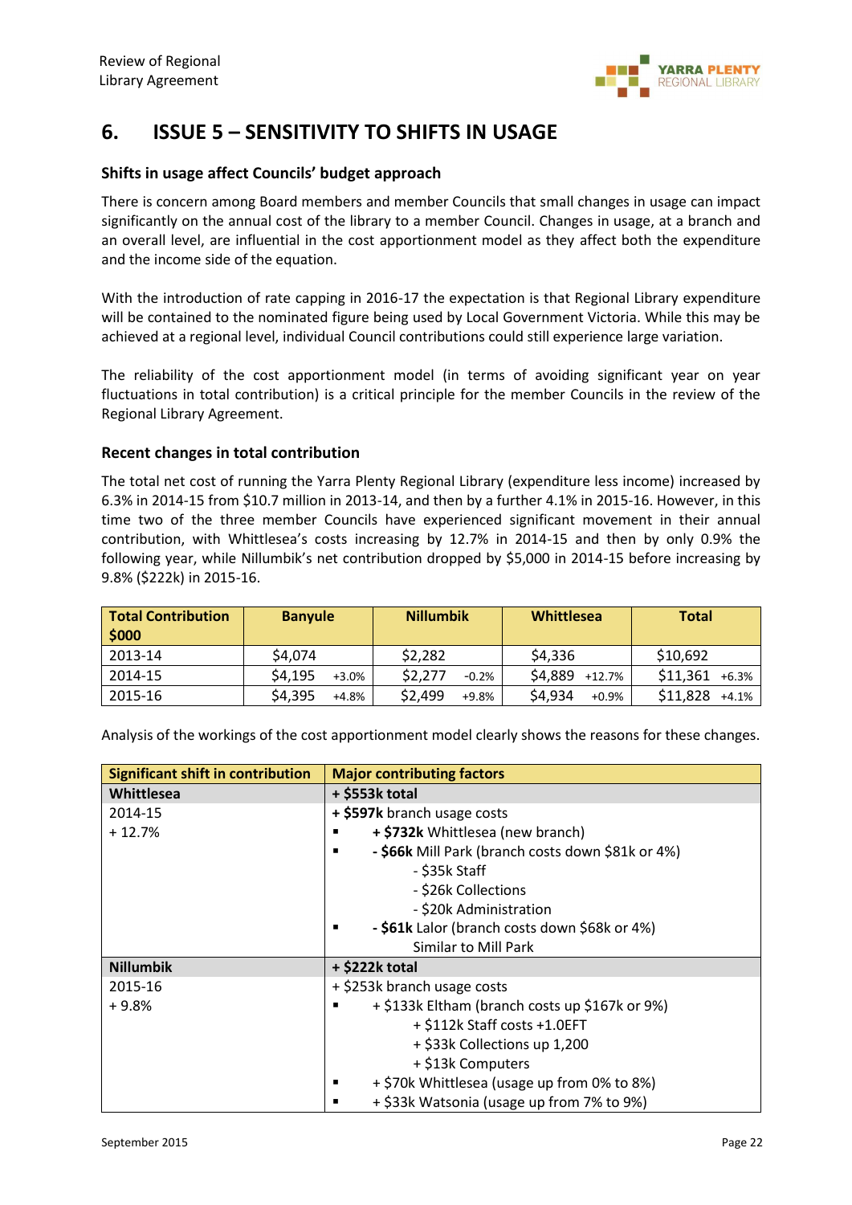# 6. ISSUE 5 – SENSITIVITY TO SHIFTS IN USAGE

### Shifts in usage affect Councils' budget approach

There is concern among Board members and member Councils that small changes in usage can impact significantly on the annual cost of the library to a member Council. Changes in usage, at a branch and an overall level, are influential in the cost apportionment model as they affect both the expenditure and the income side of the equation.

With the introduction of rate capping in 2016-17 the expectation is that Regional Library expenditure will be contained to the nominated figure being used by Local Government Victoria. While this may be achieved at a regional level, individual Council contributions could still experience large variation.

The reliability of the cost apportionment model (in terms of avoiding significant year on year fluctuations in total contribution) is a critical principle for the member Councils in the review of the Regional Library Agreement.

### Recent changes in total contribution

The total net cost of running the Yarra Plenty Regional Library (expenditure less income) increased by 6.3% in 2014-15 from $10.7 million in 2013-14, and then by a further 4.1% in 2015-16. However, in this time two of the three member Councils have experienced significant movement in their annual contribution, with Whittlesea's costs increasing by 12.7% in 2014-15 and then by only 0.9% the following year, while Nillumbik's net contribution dropped by $5,000 in 2014-15 before increasing by 9.8% ($222k) in 2015-16.

| Total Contribution $000 | Banyule | Nillumbik | Whittlesea | Total |
|---|---|---|---|---|
| 2013-14 | $4,074 | $2,282 | $4,336 | $10,692 |
| 2014-15 | $4,195 +3.0% | $2,277 -0.2% | $4,889 +12.7% | $11,361 +6.3% |
| 2015-16 | $4,395 +4.8% | $2,499 +9.8% | $4,934 +0.9% | $11,828 +4.1% |

Analysis of the workings of the cost apportionment model clearly shows the reasons for these changes.

| Significant shift in contribution | Major contributing factors |
|---|---|
| **Whittlesea** | **+ $553k total** |
| 2014-15<br>+ 12.7% | **+ $597k** branch usage costs<br>▪ **+ $732k** Whittlesea (new branch)<br>▪ **- $66k** Mill Park (branch costs down $81k or 4%)<br>- $35k Staff<br>- $26k Collections<br>- $20k Administration<br>▪ **- $61k** Lalor (branch costs down $68k or 4%)<br>Similar to Mill Park |
| **Nillumbik** | **+ $222k total** |
| 2015-16<br>+ 9.8% | + $253k branch usage costs<br>▪ + $133k Eltham (branch costs up $167k or 9%)<br>+ $112k Staff costs +1.0EFT<br>+ $33k Collections up 1,200<br>+ $13k Computers<br>▪ + $70k Whittlesea (usage up from 0% to 8%)<br>▪ + $33k Watsonia (usage up from 7% to 9%) |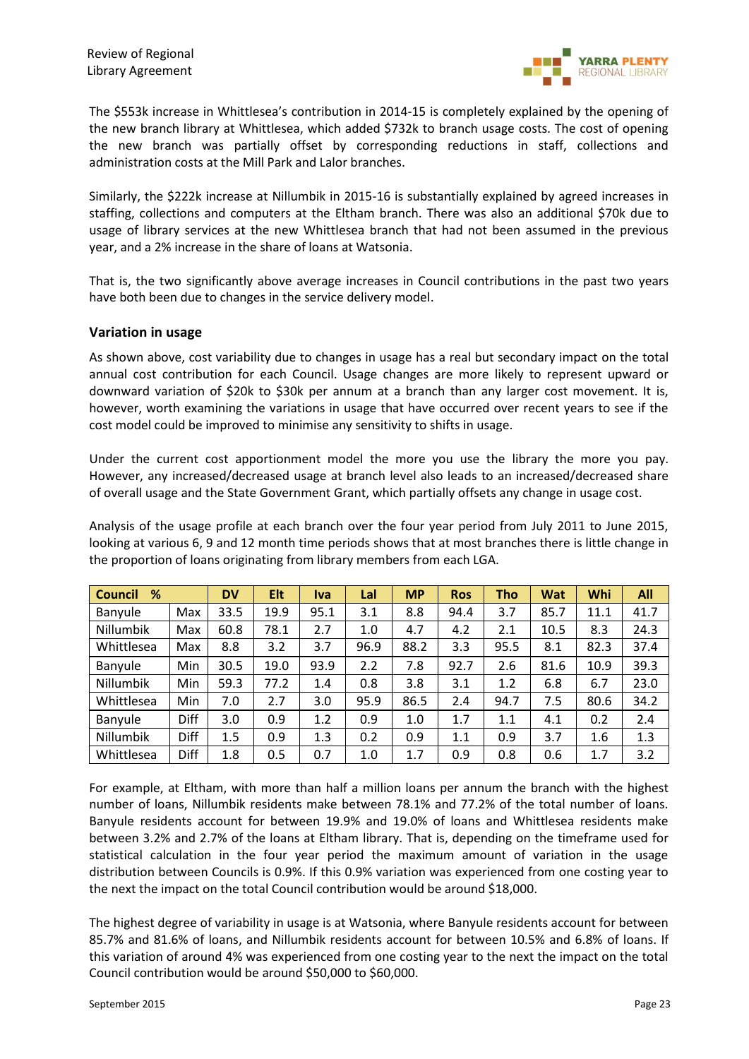The $553k increase in Whittlesea's contribution in 2014-15 is completely explained by the opening of the new branch library at Whittlesea, which added $732k to branch usage costs. The cost of opening the new branch was partially offset by corresponding reductions in staff, collections and administration costs at the Mill Park and Lalor branches.

Similarly, the $222k increase at Nillumbik in 2015-16 is substantially explained by agreed increases in staffing, collections and computers at the Eltham branch. There was also an additional $70k due to usage of library services at the new Whittlesea branch that had not been assumed in the previous year, and a 2% increase in the share of loans at Watsonia.

That is, the two significantly above average increases in Council contributions in the past two years have both been due to changes in the service delivery model.

### Variation in usage

As shown above, cost variability due to changes in usage has a real but secondary impact on the total annual cost contribution for each Council. Usage changes are more likely to represent upward or downward variation of $20k to $30k per annum at a branch than any larger cost movement. It is, however, worth examining the variations in usage that have occurred over recent years to see if the cost model could be improved to minimise any sensitivity to shifts in usage.

Under the current cost apportionment model the more you use the library the more you pay. However, any increased/decreased usage at branch level also leads to an increased/decreased share of overall usage and the State Government Grant, which partially offsets any change in usage cost.

Analysis of the usage profile at each branch over the four year period from July 2011 to June 2015, looking at various 6, 9 and 12 month time periods shows that at most branches there is little change in the proportion of loans originating from library members from each LGA.

| Council % | | DV | Elt | Iva | Lal | MP | Ros | Tho | Wat | Whi | All |
|---|---|---|---|---|---|---|---|---|---|---|---|
| Banyule | Max | 33.5 | 19.9 | 95.1 | 3.1 | 8.8 | 94.4 | 3.7 | 85.7 | 11.1 | 41.7 |
| Nillumbik | Max | 60.8 | 78.1 | 2.7 | 1.0 | 4.7 | 4.2 | 2.1 | 10.5 | 8.3 | 24.3 |
| Whittlesea | Max | 8.8 | 3.2 | 3.7 | 96.9 | 88.2 | 3.3 | 95.5 | 8.1 | 82.3 | 37.4 |
| Banyule | Min | 30.5 | 19.0 | 93.9 | 2.2 | 7.8 | 92.7 | 2.6 | 81.6 | 10.9 | 39.3 |
| Nillumbik | Min | 59.3 | 77.2 | 1.4 | 0.8 | 3.8 | 3.1 | 1.2 | 6.8 | 6.7 | 23.0 |
| Whittlesea | Min | 7.0 | 2.7 | 3.0 | 95.9 | 86.5 | 2.4 | 94.7 | 7.5 | 80.6 | 34.2 |
| Banyule | Diff | 3.0 | 0.9 | 1.2 | 0.9 | 1.0 | 1.7 | 1.1 | 4.1 | 0.2 | 2.4 |
| Nillumbik | Diff | 1.5 | 0.9 | 1.3 | 0.2 | 0.9 | 1.1 | 0.9 | 3.7 | 1.6 | 1.3 |
| Whittlesea | Diff | 1.8 | 0.5 | 0.7 | 1.0 | 1.7 | 0.9 | 0.8 | 0.6 | 1.7 | 3.2 |

For example, at Eltham, with more than half a million loans per annum the branch with the highest number of loans, Nillumbik residents make between 78.1% and 77.2% of the total number of loans. Banyule residents account for between 19.9% and 19.0% of loans and Whittlesea residents make between 3.2% and 2.7% of the loans at Eltham library. That is, depending on the timeframe used for statistical calculation in the four year period the maximum amount of variation in the usage distribution between Councils is 0.9%. If this 0.9% variation was experienced from one costing year to the next the impact on the total Council contribution would be around $18,000.

The highest degree of variability in usage is at Watsonia, where Banyule residents account for between 85.7% and 81.6% of loans, and Nillumbik residents account for between 10.5% and 6.8% of loans. If this variation of around 4% was experienced from one costing year to the next the impact on the total Council contribution would be around $50,000 to $60,000.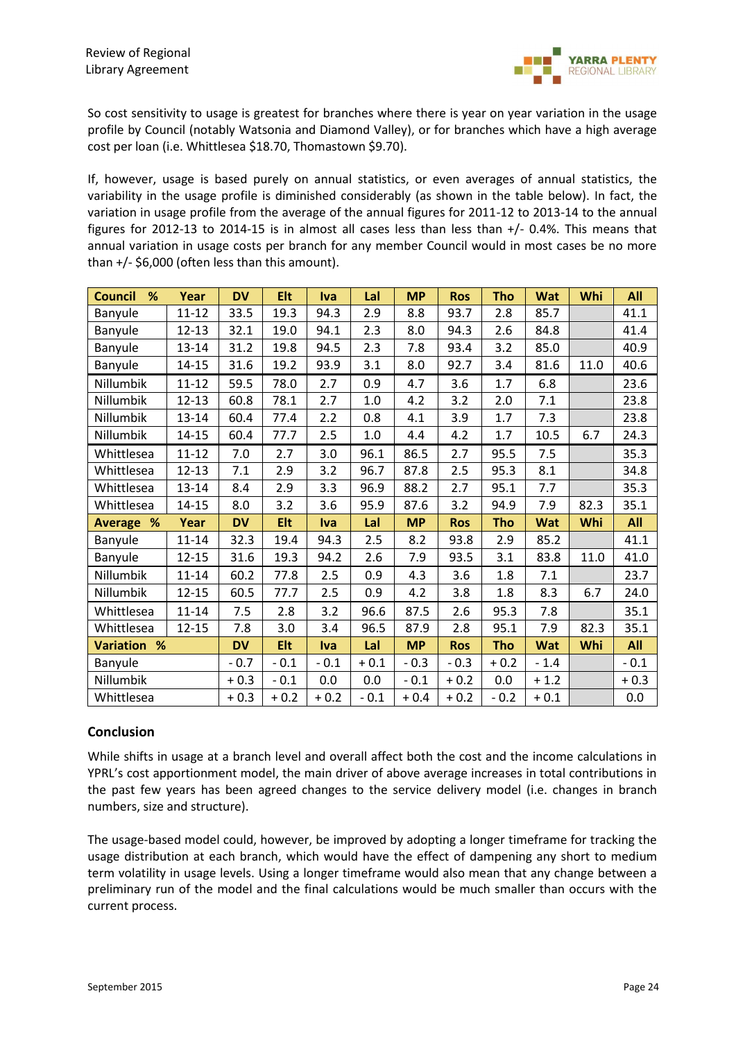So cost sensitivity to usage is greatest for branches where there is year on year variation in the usage profile by Council (notably Watsonia and Diamond Valley), or for branches which have a high average cost per loan (i.e. Whittlesea $18.70, Thomastown $9.70).

If, however, usage is based purely on annual statistics, or even averages of annual statistics, the variability in the usage profile is diminished considerably (as shown in the table below). In fact, the variation in usage profile from the average of the annual figures for 2011-12 to 2013-14 to the annual figures for 2012-13 to 2014-15 is in almost all cases less than less than +/- 0.4%. This means that annual variation in usage costs per branch for any member Council would in most cases be no more than +/- $6,000 (often less than this amount).

| Council % | Year | DV | Elt | Iva | Lal | MP | Ros | Tho | Wat | Whi | All |
|---|---|---|---|---|---|---|---|---|---|---|---|
| Banyule | 11-12 | 33.5 | 19.3 | 94.3 | 2.9 | 8.8 | 93.7 | 2.8 | 85.7 | | 41.1 |
| Banyule | 12-13 | 32.1 | 19.0 | 94.1 | 2.3 | 8.0 | 94.3 | 2.6 | 84.8 | | 41.4 |
| Banyule | 13-14 | 31.2 | 19.8 | 94.5 | 2.3 | 7.8 | 93.4 | 3.2 | 85.0 | | 40.9 |
| Banyule | 14-15 | 31.6 | 19.2 | 93.9 | 3.1 | 8.0 | 92.7 | 3.4 | 81.6 | 11.0 | 40.6 |
| Nillumbik | 11-12 | 59.5 | 78.0 | 2.7 | 0.9 | 4.7 | 3.6 | 1.7 | 6.8 | | 23.6 |
| Nillumbik | 12-13 | 60.8 | 78.1 | 2.7 | 1.0 | 4.2 | 3.2 | 2.0 | 7.1 | | 23.8 |
| Nillumbik | 13-14 | 60.4 | 77.4 | 2.2 | 0.8 | 4.1 | 3.9 | 1.7 | 7.3 | | 23.8 |
| Nillumbik | 14-15 | 60.4 | 77.7 | 2.5 | 1.0 | 4.4 | 4.2 | 1.7 | 10.5 | 6.7 | 24.3 |
| Whittlesea | 11-12 | 7.0 | 2.7 | 3.0 | 96.1 | 86.5 | 2.7 | 95.5 | 7.5 | | 35.3 |
| Whittlesea | 12-13 | 7.1 | 2.9 | 3.2 | 96.7 | 87.8 | 2.5 | 95.3 | 8.1 | | 34.8 |
| Whittlesea | 13-14 | 8.4 | 2.9 | 3.3 | 96.9 | 88.2 | 2.7 | 95.1 | 7.7 | | 35.3 |
| Whittlesea | 14-15 | 8.0 | 3.2 | 3.6 | 95.9 | 87.6 | 3.2 | 94.9 | 7.9 | 82.3 | 35.1 |
| **Average %** | **Year** | **DV** | **Elt** | **Iva** | **Lal** | **MP** | **Ros** | **Tho** | **Wat** | **Whi** | **All** |
| Banyule | 11-14 | 32.3 | 19.4 | 94.3 | 2.5 | 8.2 | 93.8 | 2.9 | 85.2 | | 41.1 |
| Banyule | 12-15 | 31.6 | 19.3 | 94.2 | 2.6 | 7.9 | 93.5 | 3.1 | 83.8 | 11.0 | 41.0 |
| Nillumbik | 11-14 | 60.2 | 77.8 | 2.5 | 0.9 | 4.3 | 3.6 | 1.8 | 7.1 | | 23.7 |
| Nillumbik | 12-15 | 60.5 | 77.7 | 2.5 | 0.9 | 4.2 | 3.8 | 1.8 | 8.3 | 6.7 | 24.0 |
| Whittlesea | 11-14 | 7.5 | 2.8 | 3.2 | 96.6 | 87.5 | 2.6 | 95.3 | 7.8 | | 35.1 |
| Whittlesea | 12-15 | 7.8 | 3.0 | 3.4 | 96.5 | 87.9 | 2.8 | 95.1 | 7.9 | 82.3 | 35.1 |
| **Variation %** | | **DV** | **Elt** | **Iva** | **Lal** | **MP** | **Ros** | **Tho** | **Wat** | **Whi** | **All** |
| Banyule | | - 0.7 | - 0.1 | - 0.1 | + 0.1 | - 0.3 | - 0.3 | + 0.2 | - 1.4 | | - 0.1 |
| Nillumbik | | + 0.3 | - 0.1 | 0.0 | 0.0 | - 0.1 | + 0.2 | 0.0 | + 1.2 | | + 0.3 |
| Whittlesea | | + 0.3 | + 0.2 | + 0.2 | - 0.1 | + 0.4 | + 0.2 | - 0.2 | + 0.1 | | 0.0 |

## Conclusion

While shifts in usage at a branch level and overall affect both the cost and the income calculations in YPRL's cost apportionment model, the main driver of above average increases in total contributions in the past few years has been agreed changes to the service delivery model (i.e. changes in branch numbers, size and structure).

The usage-based model could, however, be improved by adopting a longer timeframe for tracking the usage distribution at each branch, which would have the effect of dampening any short to medium term volatility in usage levels. Using a longer timeframe would also mean that any change between a preliminary run of the model and the final calculations would be much smaller than occurs with the current process.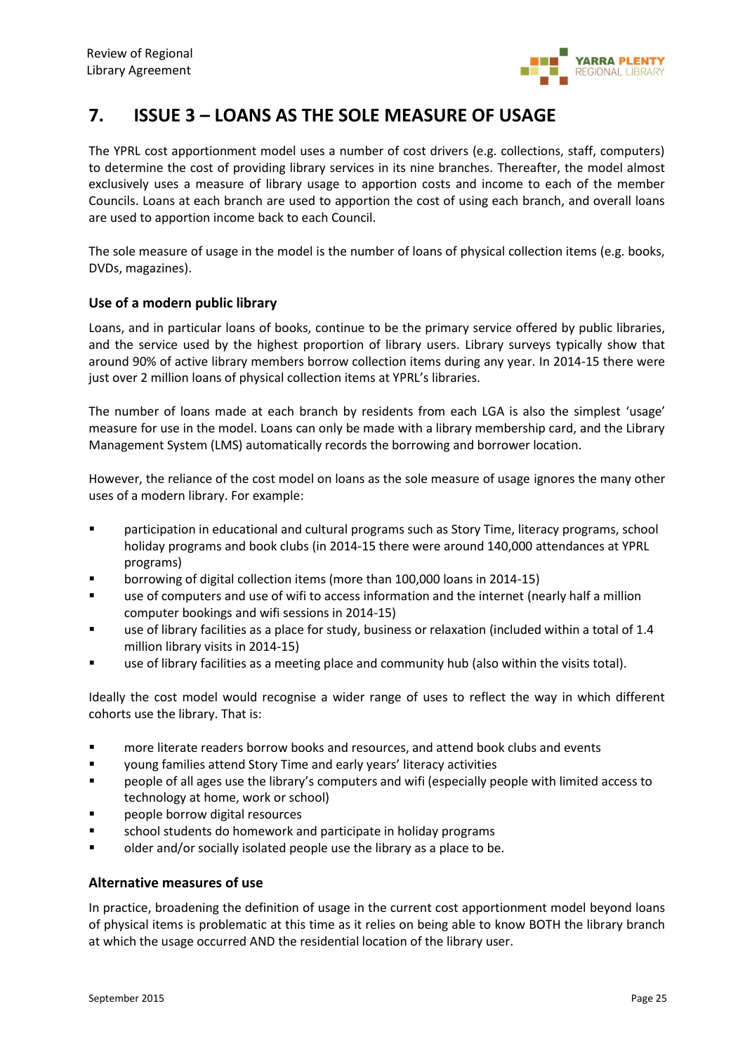# 7. ISSUE 3 – LOANS AS THE SOLE MEASURE OF USAGE

The YPRL cost apportionment model uses a number of cost drivers (e.g. collections, staff, computers) to determine the cost of providing library services in its nine branches. Thereafter, the model almost exclusively uses a measure of library usage to apportion costs and income to each of the member Councils. Loans at each branch are used to apportion the cost of using each branch, and overall loans are used to apportion income back to each Council.

The sole measure of usage in the model is the number of loans of physical collection items (e.g. books, DVDs, magazines).

### Use of a modern public library

Loans, and in particular loans of books, continue to be the primary service offered by public libraries, and the service used by the highest proportion of library users. Library surveys typically show that around 90% of active library members borrow collection items during any year. In 2014-15 there were just over 2 million loans of physical collection items at YPRL's libraries.

The number of loans made at each branch by residents from each LGA is also the simplest 'usage' measure for use in the model. Loans can only be made with a library membership card, and the Library Management System (LMS) automatically records the borrowing and borrower location.

However, the reliance of the cost model on loans as the sole measure of usage ignores the many other uses of a modern library. For example:

- participation in educational and cultural programs such as Story Time, literacy programs, school holiday programs and book clubs (in 2014-15 there were around 140,000 attendances at YPRL programs)
- borrowing of digital collection items (more than 100,000 loans in 2014-15)
- use of computers and use of wifi to access information and the internet (nearly half a million computer bookings and wifi sessions in 2014-15)
- use of library facilities as a place for study, business or relaxation (included within a total of 1.4 million library visits in 2014-15)
- use of library facilities as a meeting place and community hub (also within the visits total).

Ideally the cost model would recognise a wider range of uses to reflect the way in which different cohorts use the library. That is:

- more literate readers borrow books and resources, and attend book clubs and events
- young families attend Story Time and early years' literacy activities
- people of all ages use the library's computers and wifi (especially people with limited access to technology at home, work or school)
- people borrow digital resources
- school students do homework and participate in holiday programs
- older and/or socially isolated people use the library as a place to be.

### Alternative measures of use

In practice, broadening the definition of usage in the current cost apportionment model beyond loans of physical items is problematic at this time as it relies on being able to know BOTH the library branch at which the usage occurred AND the residential location of the library user.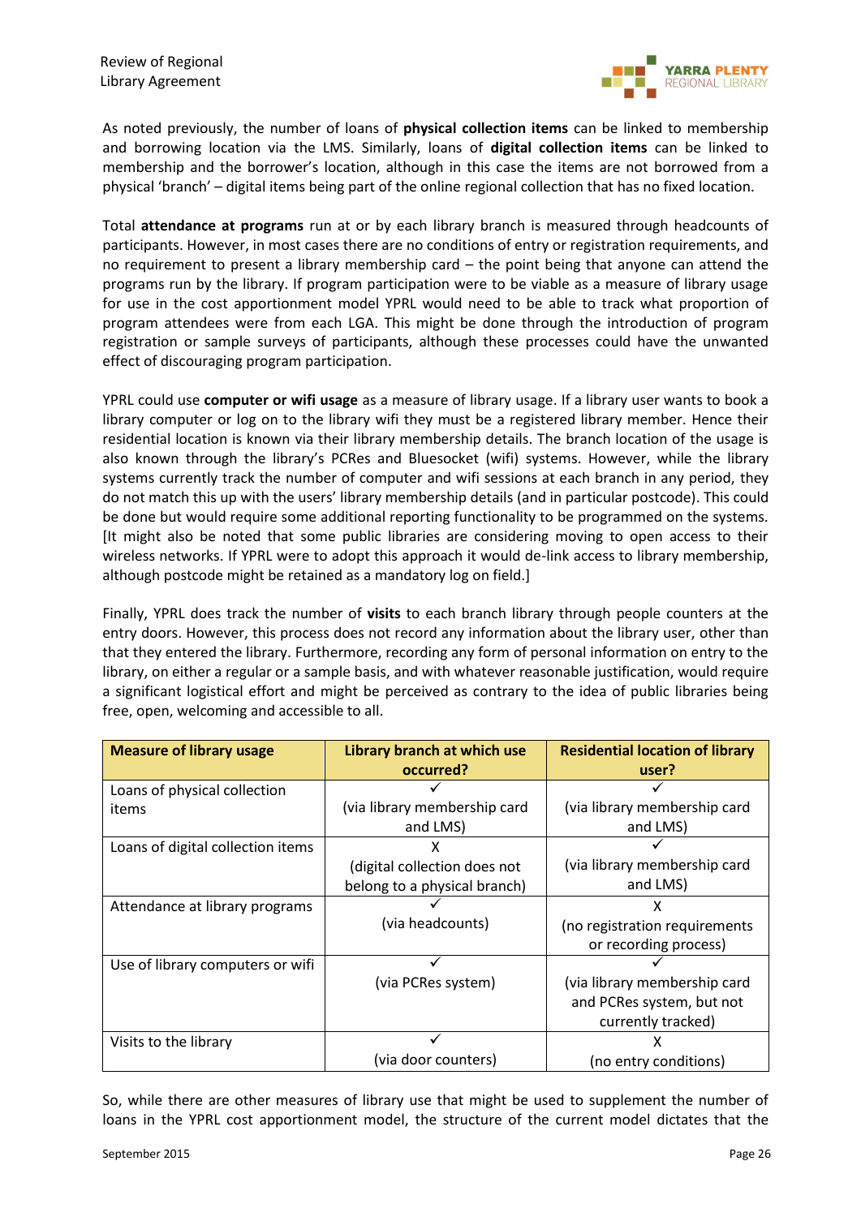As noted previously, the number of loans of **physical collection items** can be linked to membership and borrowing location via the LMS. Similarly, loans of **digital collection items** can be linked to membership and the borrower's location, although in this case the items are not borrowed from a physical 'branch' – digital items being part of the online regional collection that has no fixed location.

Total **attendance at programs** run at or by each library branch is measured through headcounts of participants. However, in most cases there are no conditions of entry or registration requirements, and no requirement to present a library membership card – the point being that anyone can attend the programs run by the library. If program participation were to be viable as a measure of library usage for use in the cost apportionment model YPRL would need to be able to track what proportion of program attendees were from each LGA. This might be done through the introduction of program registration or sample surveys of participants, although these processes could have the unwanted effect of discouraging program participation.

YPRL could use **computer or wifi usage** as a measure of library usage. If a library user wants to book a library computer or log on to the library wifi they must be a registered library member. Hence their residential location is known via their library membership details. The branch location of the usage is also known through the library's PCRes and Bluesocket (wifi) systems. However, while the library systems currently track the number of computer and wifi sessions at each branch in any period, they do not match this up with the users' library membership details (and in particular postcode). This could be done but would require some additional reporting functionality to be programmed on the systems. [It might also be noted that some public libraries are considering moving to open access to their wireless networks. If YPRL were to adopt this approach it would de-link access to library membership, although postcode might be retained as a mandatory log on field.]

Finally, YPRL does track the number of **visits** to each branch library through people counters at the entry doors. However, this process does not record any information about the library user, other than that they entered the library. Furthermore, recording any form of personal information on entry to the library, on either a regular or a sample basis, and with whatever reasonable justification, would require a significant logistical effort and might be perceived as contrary to the idea of public libraries being free, open, welcoming and accessible to all.

| Measure of library usage | Library branch at which use occurred? | Residential location of library user? |
|---|---|---|
| Loans of physical collection items | ✓ (via library membership card and LMS) | ✓ (via library membership card and LMS) |
| Loans of digital collection items | X (digital collection does not belong to a physical branch) | ✓ (via library membership card and LMS) |
| Attendance at library programs | ✓ (via headcounts) | X (no registration requirements or recording process) |
| Use of library computers or wifi | ✓ (via PCRes system) | ✓ (via library membership card and PCRes system, but not currently tracked) |
| Visits to the library | ✓ (via door counters) | X (no entry conditions) |

So, while there are other measures of library use that might be used to supplement the number of loans in the YPRL cost apportionment model, the structure of the current model dictates that the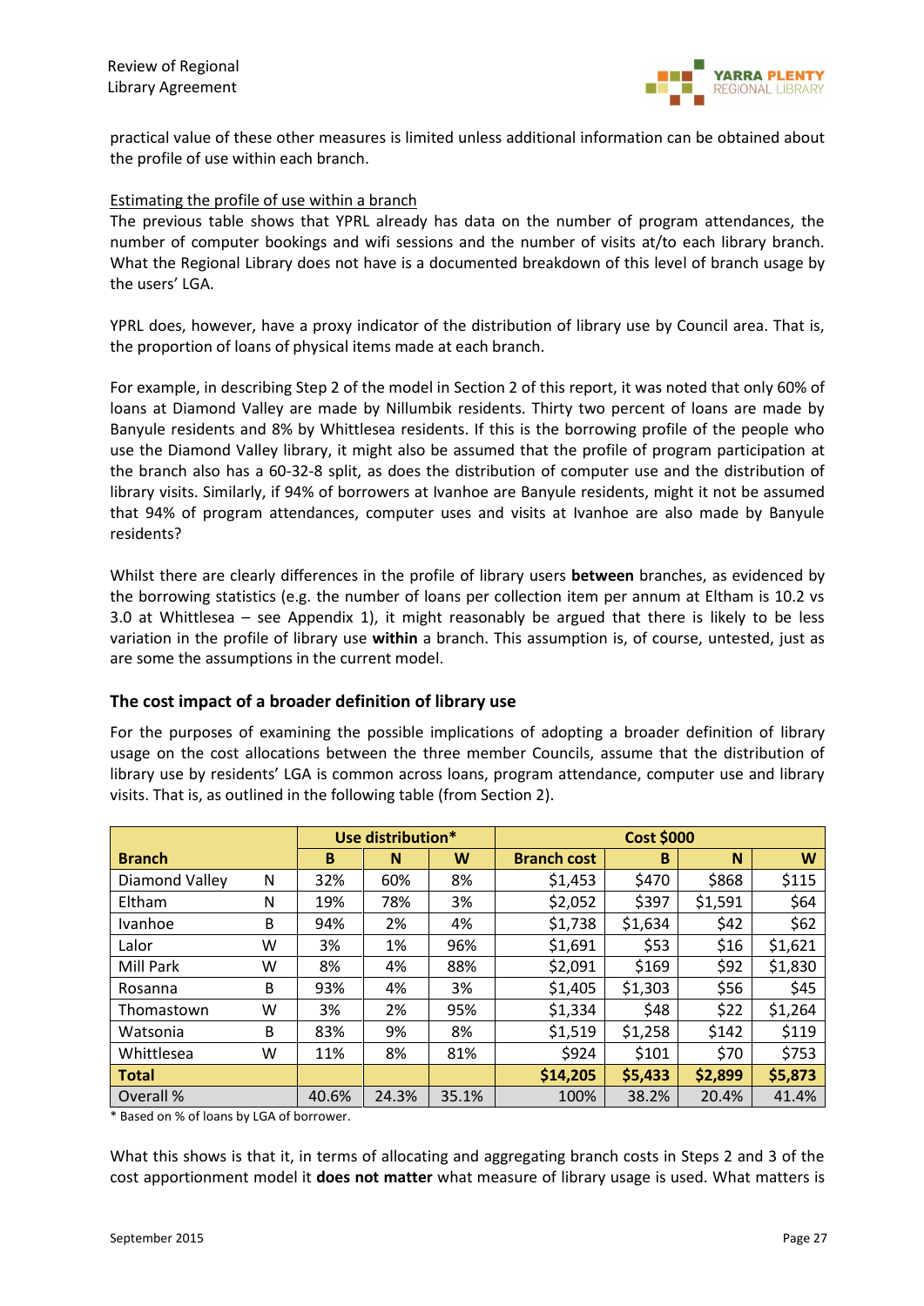practical value of these other measures is limited unless additional information can be obtained about the profile of use within each branch.

Estimating the profile of use within a branch

The previous table shows that YPRL already has data on the number of program attendances, the number of computer bookings and wifi sessions and the number of visits at/to each library branch. What the Regional Library does not have is a documented breakdown of this level of branch usage by the users' LGA.

YPRL does, however, have a proxy indicator of the distribution of library use by Council area. That is, the proportion of loans of physical items made at each branch.

For example, in describing Step 2 of the model in Section 2 of this report, it was noted that only 60% of loans at Diamond Valley are made by Nillumbik residents. Thirty two percent of loans are made by Banyule residents and 8% by Whittlesea residents. If this is the borrowing profile of the people who use the Diamond Valley library, it might also be assumed that the profile of program participation at the branch also has a 60-32-8 split, as does the distribution of computer use and the distribution of library visits. Similarly, if 94% of borrowers at Ivanhoe are Banyule residents, might it not be assumed that 94% of program attendances, computer uses and visits at Ivanhoe are also made by Banyule residents?

Whilst there are clearly differences in the profile of library users **between** branches, as evidenced by the borrowing statistics (e.g. the number of loans per collection item per annum at Eltham is 10.2 vs 3.0 at Whittlesea – see Appendix 1), it might reasonably be argued that there is likely to be less variation in the profile of library use **within** a branch. This assumption is, of course, untested, just as are some the assumptions in the current model.

### The cost impact of a broader definition of library use

For the purposes of examining the possible implications of adopting a broader definition of library usage on the cost allocations between the three member Councils, assume that the distribution of library use by residents' LGA is common across loans, program attendance, computer use and library visits. That is, as outlined in the following table (from Section 2).

| | | Use distribution* | | | Cost $000 | | | |
|---|---|---|---|---|---|---|---|---|
| **Branch** | | **B** | **N** | **W** | **Branch cost** | **B** | **N** | **W** |
| Diamond Valley | N | 32% | 60% | 8% | $1,453 | $470 | $868 | $115 |
| Eltham | N | 19% | 78% | 3% | $2,052 | $397 | $1,591 | $64 |
| Ivanhoe | B | 94% | 2% | 4% | $1,738 | $1,634 | $42 | $62 |
| Lalor | W | 3% | 1% | 96% | $1,691 | $53 | $16 | $1,621 |
| Mill Park | W | 8% | 4% | 88% | $2,091 | $169 | $92 | $1,830 |
| Rosanna | B | 93% | 4% | 3% | $1,405 | $1,303 | $56 | $45 |
| Thomastown | W | 3% | 2% | 95% | $1,334 | $48 | $22 | $1,264 |
| Watsonia | B | 83% | 9% | 8% | $1,519 | $1,258 | $142 | $119 |
| Whittlesea | W | 11% | 8% | 81% | $924 | $101 | $70 | $753 |
| **Total** | | | | | **$14,205** | **$5,433** | **$2,899** | **$5,873** |
| Overall % | | 40.6% | 24.3% | 35.1% | 100% | 38.2% | 20.4% | 41.4% |

\* Based on % of loans by LGA of borrower.

What this shows is that it, in terms of allocating and aggregating branch costs in Steps 2 and 3 of the cost apportionment model it **does not matter** what measure of library usage is used. What matters is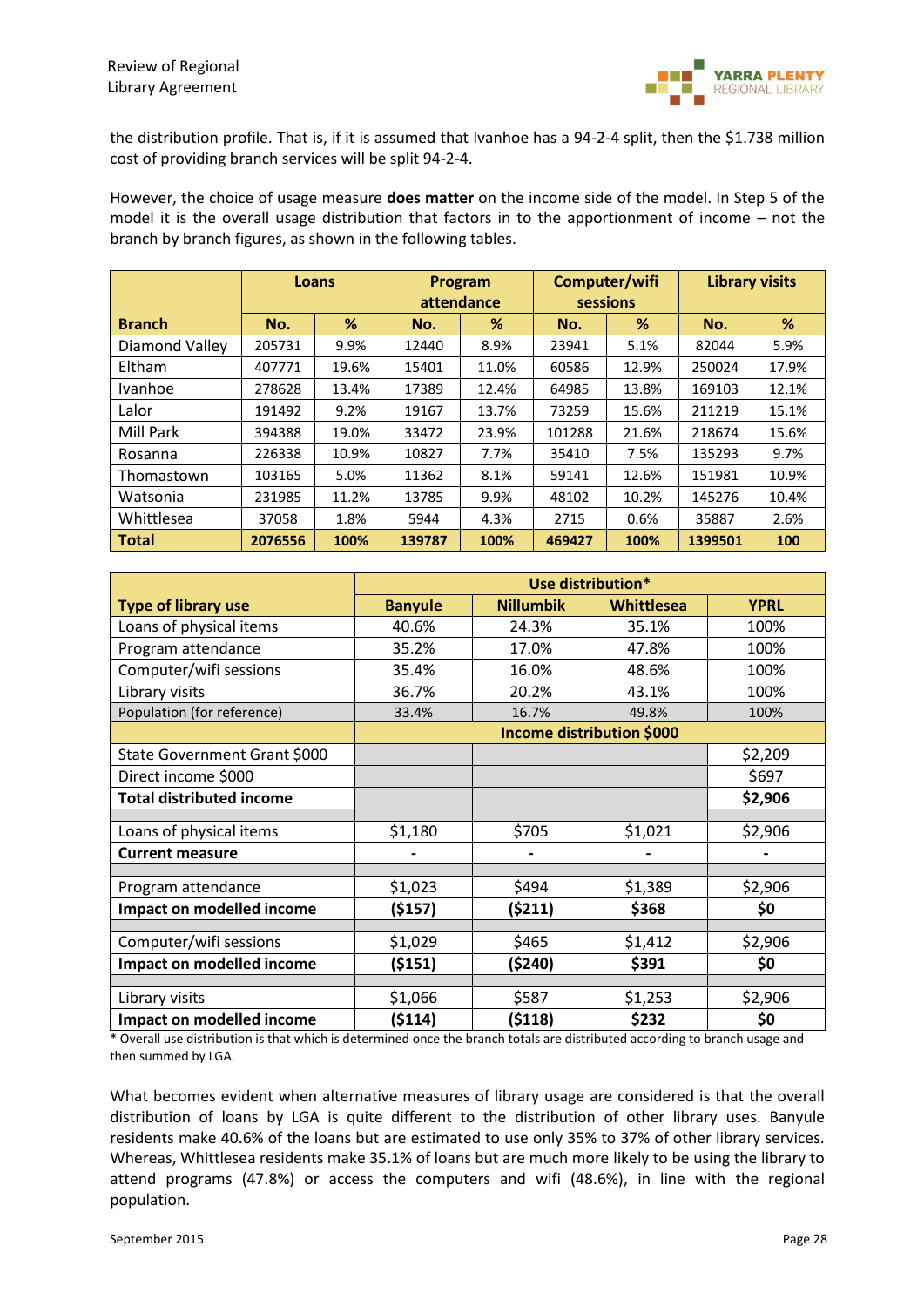the distribution profile. That is, if it is assumed that Ivanhoe has a 94-2-4 split, then the $1.738 million cost of providing branch services will be split 94-2-4.

However, the choice of usage measure **does matter** on the income side of the model. In Step 5 of the model it is the overall usage distribution that factors in to the apportionment of income – not the branch by branch figures, as shown in the following tables.

| | Loans | | Program attendance | | Computer/wifi sessions | | Library visits | |
|---|---|---|---|---|---|---|---|---|
| **Branch** | **No.** | **%** | **No.** | **%** | **No.** | **%** | **No.** | **%** |
| Diamond Valley | 205731 | 9.9% | 12440 | 8.9% | 23941 | 5.1% | 82044 | 5.9% |
| Eltham | 407771 | 19.6% | 15401 | 11.0% | 60586 | 12.9% | 250024 | 17.9% |
| Ivanhoe | 278628 | 13.4% | 17389 | 12.4% | 64985 | 13.8% | 169103 | 12.1% |
| Lalor | 191492 | 9.2% | 19167 | 13.7% | 73259 | 15.6% | 211219 | 15.1% |
| Mill Park | 394388 | 19.0% | 33472 | 23.9% | 101288 | 21.6% | 218674 | 15.6% |
| Rosanna | 226338 | 10.9% | 10827 | 7.7% | 35410 | 7.5% | 135293 | 9.7% |
| Thomastown | 103165 | 5.0% | 11362 | 8.1% | 59141 | 12.6% | 151981 | 10.9% |
| Watsonia | 231985 | 11.2% | 13785 | 9.9% | 48102 | 10.2% | 145276 | 10.4% |
| Whittlesea | 37058 | 1.8% | 5944 | 4.3% | 2715 | 0.6% | 35887 | 2.6% |
| **Total** | **2076556** | **100%** | **139787** | **100%** | **469427** | **100%** | **1399501** | **100** |

| | Use distribution* | | | |
|---|---|---|---|---|
| **Type of library use** | **Banyule** | **Nillumbik** | **Whittlesea** | **YPRL** |
| Loans of physical items | 40.6% | 24.3% | 35.1% | 100% |
| Program attendance | 35.2% | 17.0% | 47.8% | 100% |
| Computer/wifi sessions | 35.4% | 16.0% | 48.6% | 100% |
| Library visits | 36.7% | 20.2% | 43.1% | 100% |
| Population (for reference) | 33.4% | 16.7% | 49.8% | 100% |
| | **Income distribution $000** | | | |
| State Government Grant $000 | | | | $2,209 |
| Direct income $000 | | | | $697 |
| **Total distributed income** | | | | **$2,906** |
| | | | | |
| Loans of physical items | $1,180 | $705 | $1,021 | $2,906 |
| **Current measure** | - | - | - | - |
| | | | | |
| Program attendance | $1,023 | $494 | $1,389 | $2,906 |
| **Impact on modelled income** | **($157)** | **($211)** | **$368** | **$0** |
| | | | | |
| Computer/wifi sessions | $1,029 | $465 | $1,412 | $2,906 |
| **Impact on modelled income** | **($151)** | **($240)** | **$391** | **$0** |
| | | | | |
| Library visits | $1,066 | $587 | $1,253 | $2,906 |
| **Impact on modelled income** | **($114)** | **($118)** | **$232** | **$0** |

\* Overall use distribution is that which is determined once the branch totals are distributed according to branch usage and then summed by LGA.

What becomes evident when alternative measures of library usage are considered is that the overall distribution of loans by LGA is quite different to the distribution of other library uses. Banyule residents make 40.6% of the loans but are estimated to use only 35% to 37% of other library services. Whereas, Whittlesea residents make 35.1% of loans but are much more likely to be using the library to attend programs (47.8%) or access the computers and wifi (48.6%), in line with the regional population.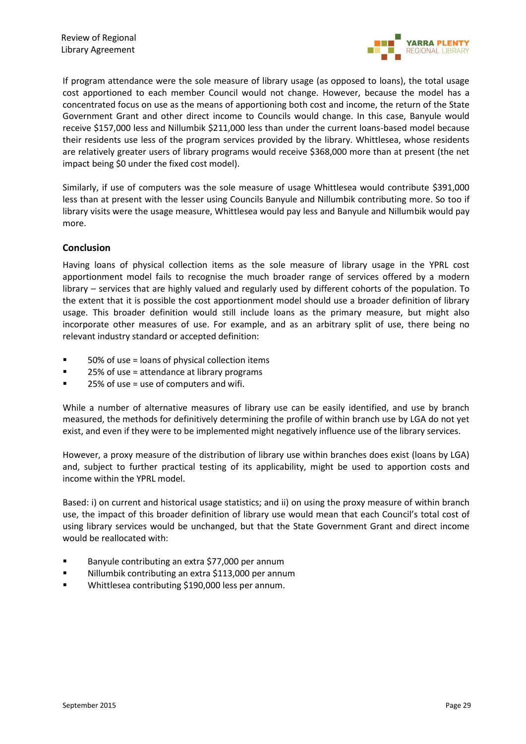If program attendance were the sole measure of library usage (as opposed to loans), the total usage cost apportioned to each member Council would not change. However, because the model has a concentrated focus on use as the means of apportioning both cost and income, the return of the State Government Grant and other direct income to Councils would change. In this case, Banyule would receive $157,000 less and Nillumbik $211,000 less than under the current loans-based model because their residents use less of the program services provided by the library. Whittlesea, whose residents are relatively greater users of library programs would receive $368,000 more than at present (the net impact being $0 under the fixed cost model).

Similarly, if use of computers was the sole measure of usage Whittlesea would contribute $391,000 less than at present with the lesser using Councils Banyule and Nillumbik contributing more. So too if library visits were the usage measure, Whittlesea would pay less and Banyule and Nillumbik would pay more.

## Conclusion

Having loans of physical collection items as the sole measure of library usage in the YPRL cost apportionment model fails to recognise the much broader range of services offered by a modern library – services that are highly valued and regularly used by different cohorts of the population. To the extent that it is possible the cost apportionment model should use a broader definition of library usage. This broader definition would still include loans as the primary measure, but might also incorporate other measures of use. For example, and as an arbitrary split of use, there being no relevant industry standard or accepted definition:

- 50% of use = loans of physical collection items
- 25% of use = attendance at library programs
- 25% of use = use of computers and wifi.

While a number of alternative measures of library use can be easily identified, and use by branch measured, the methods for definitively determining the profile of within branch use by LGA do not yet exist, and even if they were to be implemented might negatively influence use of the library services.

However, a proxy measure of the distribution of library use within branches does exist (loans by LGA) and, subject to further practical testing of its applicability, might be used to apportion costs and income within the YPRL model.

Based: i) on current and historical usage statistics; and ii) on using the proxy measure of within branch use, the impact of this broader definition of library use would mean that each Council's total cost of using library services would be unchanged, but that the State Government Grant and direct income would be reallocated with:

- Banyule contributing an extra $77,000 per annum
- Nillumbik contributing an extra $113,000 per annum
- Whittlesea contributing $190,000 less per annum.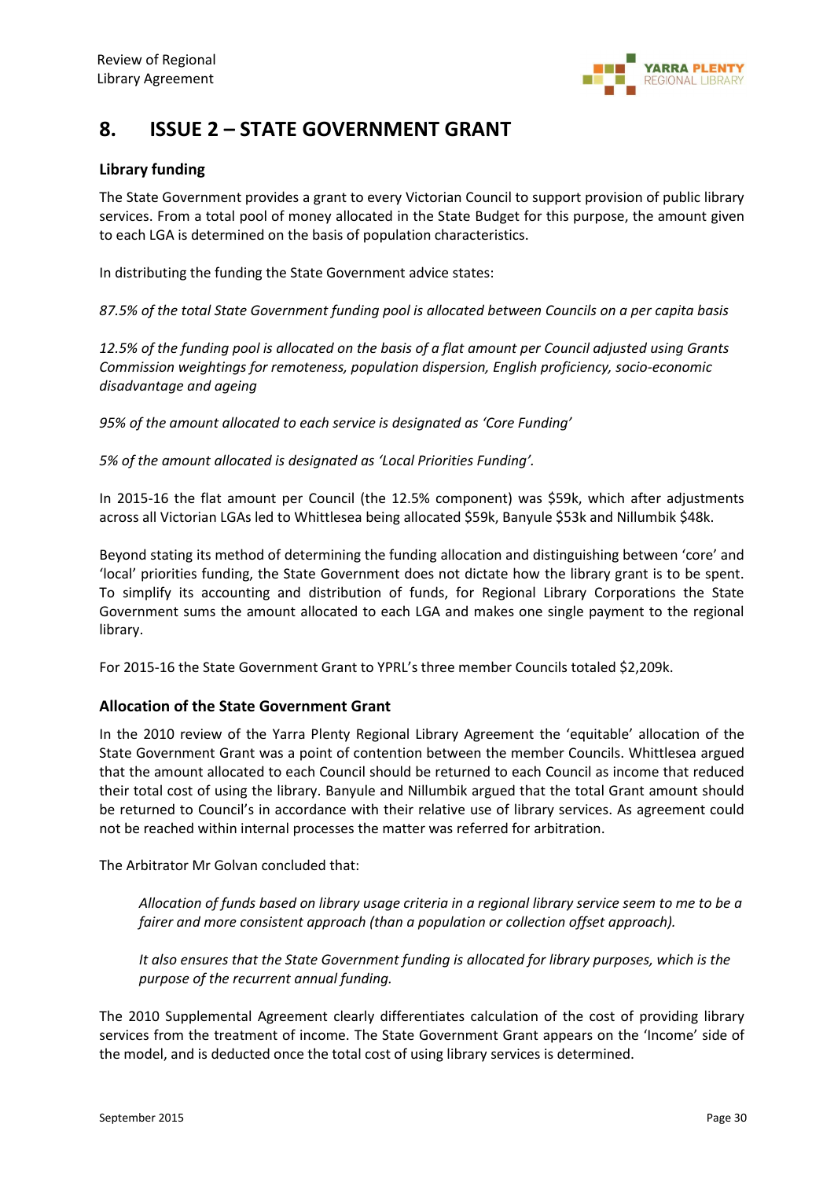# 8. ISSUE 2 – STATE GOVERNMENT GRANT

**Library funding**

The State Government provides a grant to every Victorian Council to support provision of public library services. From a total pool of money allocated in the State Budget for this purpose, the amount given to each LGA is determined on the basis of population characteristics.

In distributing the funding the State Government advice states:

*87.5% of the total State Government funding pool is allocated between Councils on a per capita basis*

*12.5% of the funding pool is allocated on the basis of a flat amount per Council adjusted using Grants Commission weightings for remoteness, population dispersion, English proficiency, socio-economic disadvantage and ageing*

*95% of the amount allocated to each service is designated as 'Core Funding'*

*5% of the amount allocated is designated as 'Local Priorities Funding'.*

In 2015-16 the flat amount per Council (the 12.5% component) was \$59k, which after adjustments across all Victorian LGAs led to Whittlesea being allocated \$59k, Banyule \$53k and Nillumbik \$48k.

Beyond stating its method of determining the funding allocation and distinguishing between 'core' and 'local' priorities funding, the State Government does not dictate how the library grant is to be spent. To simplify its accounting and distribution of funds, for Regional Library Corporations the State Government sums the amount allocated to each LGA and makes one single payment to the regional library.

For 2015-16 the State Government Grant to YPRL's three member Councils totaled \$2,209k.

## Allocation of the State Government Grant

In the 2010 review of the Yarra Plenty Regional Library Agreement the 'equitable' allocation of the State Government Grant was a point of contention between the member Councils. Whittlesea argued that the amount allocated to each Council should be returned to each Council as income that reduced their total cost of using the library. Banyule and Nillumbik argued that the total Grant amount should be returned to Council's in accordance with their relative use of library services. As agreement could not be reached within internal processes the matter was referred for arbitration.

The Arbitrator Mr Golvan concluded that:

> *Allocation of funds based on library usage criteria in a regional library service seem to me to be a fairer and more consistent approach (than a population or collection offset approach).*
>
> *It also ensures that the State Government funding is allocated for library purposes, which is the purpose of the recurrent annual funding.*

The 2010 Supplemental Agreement clearly differentiates calculation of the cost of providing library services from the treatment of income. The State Government Grant appears on the 'Income' side of the model, and is deducted once the total cost of using library services is determined.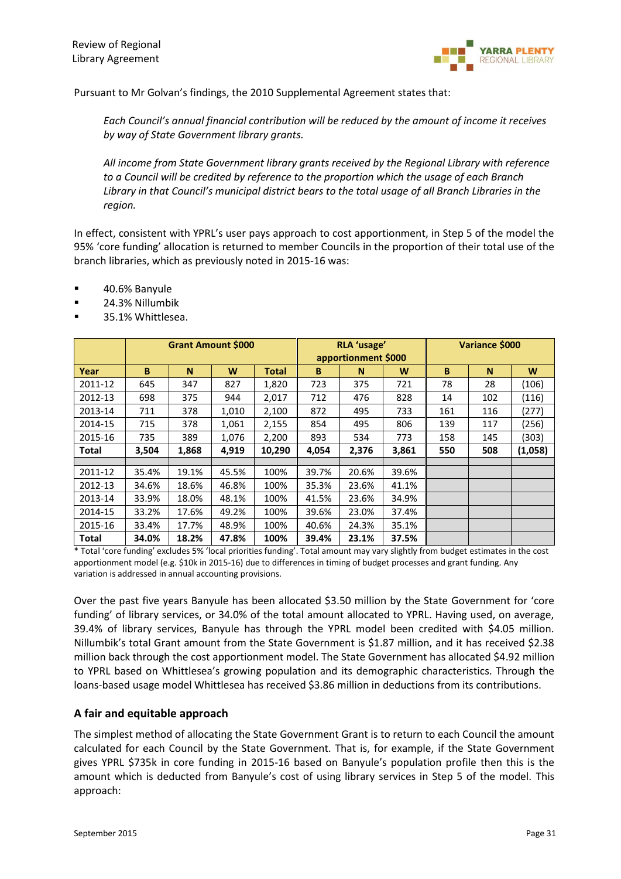Pursuant to Mr Golvan's findings, the 2010 Supplemental Agreement states that:

> *Each Council's annual financial contribution will be reduced by the amount of income it receives by way of State Government library grants.*
>
> *All income from State Government library grants received by the Regional Library with reference to a Council will be credited by reference to the proportion which the usage of each Branch Library in that Council's municipal district bears to the total usage of all Branch Libraries in the region.*

In effect, consistent with YPRL's user pays approach to cost apportionment, in Step 5 of the model the 95% 'core funding' allocation is returned to member Councils in the proportion of their total use of the branch libraries, which as previously noted in 2015-16 was:

- 40.6% Banyule
- 24.3% Nillumbik
- 35.1% Whittlesea.

| | Grant Amount $000 | | | | RLA 'usage' apportionment $000 | | | Variance $000 | | |
|---|---|---|---|---|---|---|---|---|---|---|
| **Year** | **B** | **N** | **W** | **Total** | **B** | **N** | **W** | **B** | **N** | **W** |
| 2011-12 | 645 | 347 | 827 | 1,820 | 723 | 375 | 721 | 78 | 28 | (106) |
| 2012-13 | 698 | 375 | 944 | 2,017 | 712 | 476 | 828 | 14 | 102 | (116) |
| 2013-14 | 711 | 378 | 1,010 | 2,100 | 872 | 495 | 733 | 161 | 116 | (277) |
| 2014-15 | 715 | 378 | 1,061 | 2,155 | 854 | 495 | 806 | 139 | 117 | (256) |
| 2015-16 | 735 | 389 | 1,076 | 2,200 | 893 | 534 | 773 | 158 | 145 | (303) |
| **Total** | **3,504** | **1,868** | **4,919** | **10,290** | **4,054** | **2,376** | **3,861** | **550** | **508** | **(1,058)** |
| | | | | | | | | | | |
| 2011-12 | 35.4% | 19.1% | 45.5% | 100% | 39.7% | 20.6% | 39.6% | | | |
| 2012-13 | 34.6% | 18.6% | 46.8% | 100% | 35.3% | 23.6% | 41.1% | | | |
| 2013-14 | 33.9% | 18.0% | 48.1% | 100% | 41.5% | 23.6% | 34.9% | | | |
| 2014-15 | 33.2% | 17.6% | 49.2% | 100% | 39.6% | 23.0% | 37.4% | | | |
| 2015-16 | 33.4% | 17.7% | 48.9% | 100% | 40.6% | 24.3% | 35.1% | | | |
| **Total** | **34.0%** | **18.2%** | **47.8%** | **100%** | **39.4%** | **23.1%** | **37.5%** | | | |

* Total 'core funding' excludes 5% 'local priorities funding'. Total amount may vary slightly from budget estimates in the cost apportionment model (e.g. $10k in 2015-16) due to differences in timing of budget processes and grant funding. Any variation is addressed in annual accounting provisions.

Over the past five years Banyule has been allocated $3.50 million by the State Government for 'core funding' of library services, or 34.0% of the total amount allocated to YPRL. Having used, on average, 39.4% of library services, Banyule has through the YPRL model been credited with $4.05 million. Nillumbik's total Grant amount from the State Government is $1.87 million, and it has received $2.38 million back through the cost apportionment model. The State Government has allocated $4.92 million to YPRL based on Whittlesea's growing population and its demographic characteristics. Through the loans-based usage model Whittlesea has received $3.86 million in deductions from its contributions.

## A fair and equitable approach

The simplest method of allocating the State Government Grant is to return to each Council the amount calculated for each Council by the State Government. That is, for example, if the State Government gives YPRL $735k in core funding in 2015-16 based on Banyule's population profile then this is the amount which is deducted from Banyule's cost of using library services in Step 5 of the model. This approach: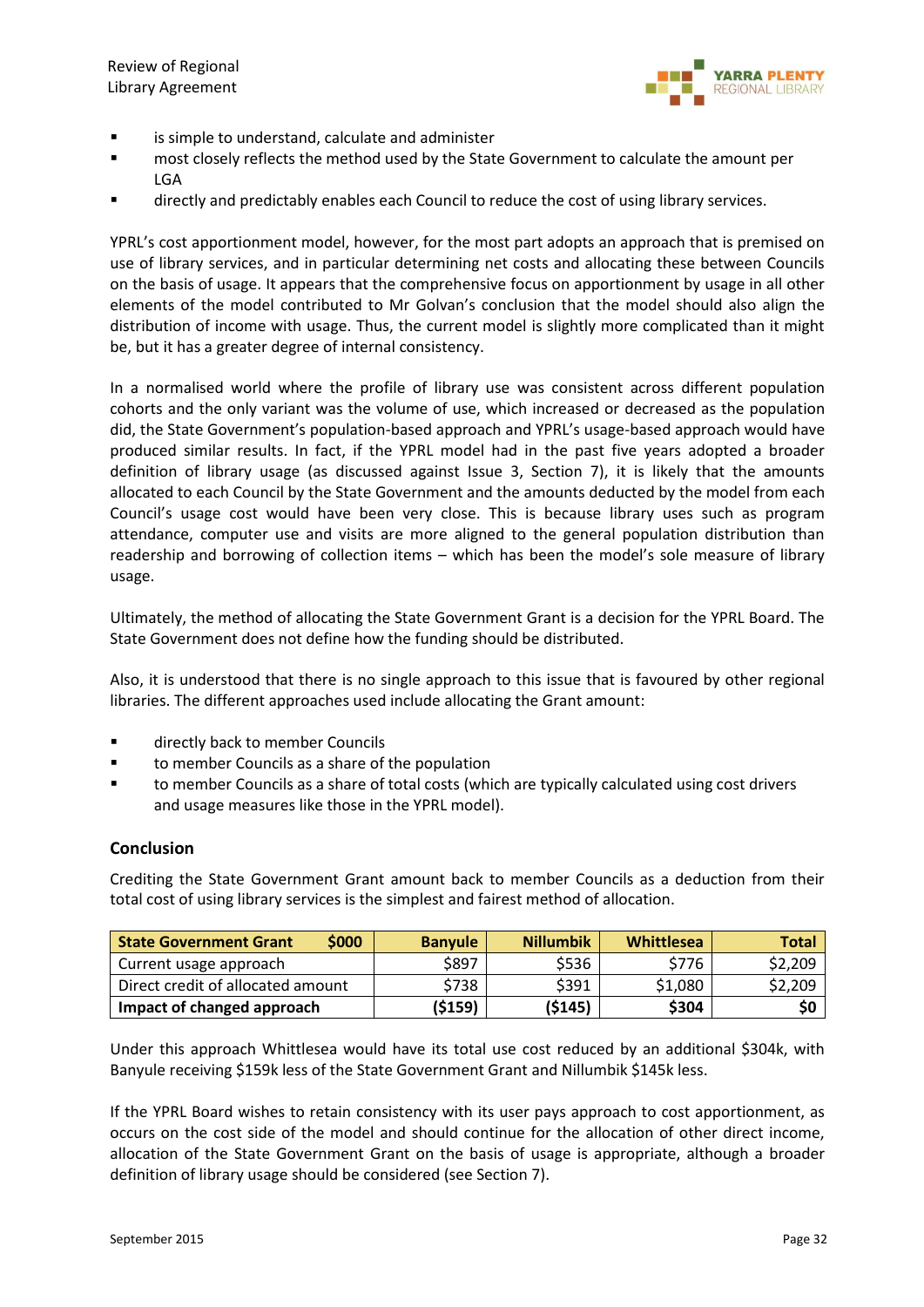- is simple to understand, calculate and administer
- most closely reflects the method used by the State Government to calculate the amount per LGA
- directly and predictably enables each Council to reduce the cost of using library services.

YPRL's cost apportionment model, however, for the most part adopts an approach that is premised on use of library services, and in particular determining net costs and allocating these between Councils on the basis of usage. It appears that the comprehensive focus on apportionment by usage in all other elements of the model contributed to Mr Golvan's conclusion that the model should also align the distribution of income with usage. Thus, the current model is slightly more complicated than it might be, but it has a greater degree of internal consistency.

In a normalised world where the profile of library use was consistent across different population cohorts and the only variant was the volume of use, which increased or decreased as the population did, the State Government's population-based approach and YPRL's usage-based approach would have produced similar results. In fact, if the YPRL model had in the past five years adopted a broader definition of library usage (as discussed against Issue 3, Section 7), it is likely that the amounts allocated to each Council by the State Government and the amounts deducted by the model from each Council's usage cost would have been very close. This is because library uses such as program attendance, computer use and visits are more aligned to the general population distribution than readership and borrowing of collection items – which has been the model's sole measure of library usage.

Ultimately, the method of allocating the State Government Grant is a decision for the YPRL Board. The State Government does not define how the funding should be distributed.

Also, it is understood that there is no single approach to this issue that is favoured by other regional libraries. The different approaches used include allocating the Grant amount:

- directly back to member Councils
- to member Councils as a share of the population
- to member Councils as a share of total costs (which are typically calculated using cost drivers and usage measures like those in the YPRL model).

### Conclusion

Crediting the State Government Grant amount back to member Councils as a deduction from their total cost of using library services is the simplest and fairest method of allocation.

| **State Government Grant $000** | **Banyule** | **Nillumbik** | **Whittlesea** | **Total** |
|---|---|---|---|---|
| Current usage approach | $897 | $536 | $776 | $2,209 |
| Direct credit of allocated amount | $738 | $391 | $1,080 | $2,209 |
| **Impact of changed approach** | **($159)** | **($145)** | **$304** | **$0** |

Under this approach Whittlesea would have its total use cost reduced by an additional $304k, with Banyule receiving $159k less of the State Government Grant and Nillumbik $145k less.

If the YPRL Board wishes to retain consistency with its user pays approach to cost apportionment, as occurs on the cost side of the model and should continue for the allocation of other direct income, allocation of the State Government Grant on the basis of usage is appropriate, although a broader definition of library usage should be considered (see Section 7).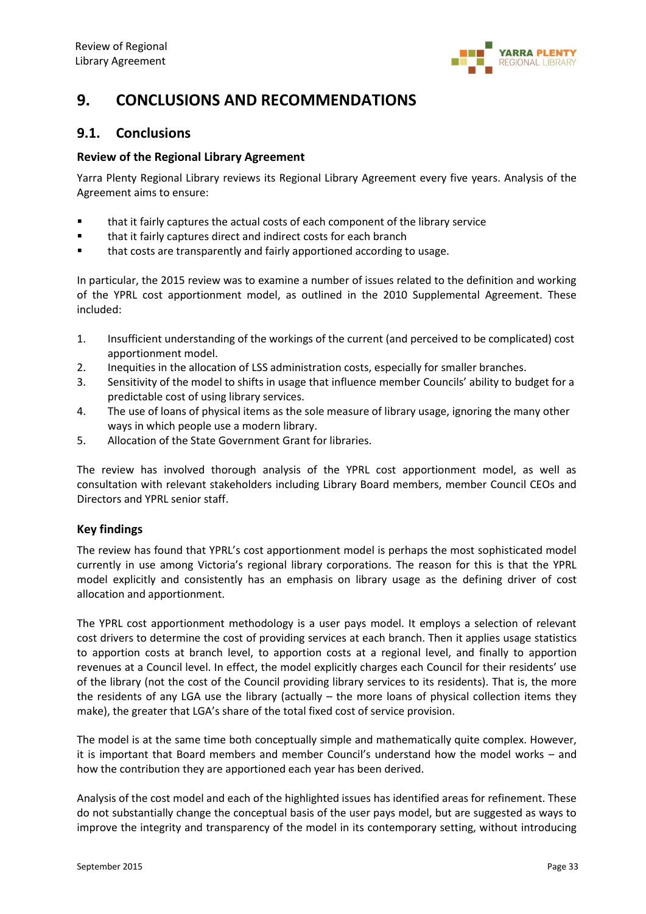# 9. CONCLUSIONS AND RECOMMENDATIONS

## 9.1. Conclusions

### Review of the Regional Library Agreement

Yarra Plenty Regional Library reviews its Regional Library Agreement every five years. Analysis of the Agreement aims to ensure:

- that it fairly captures the actual costs of each component of the library service
- that it fairly captures direct and indirect costs for each branch
- that costs are transparently and fairly apportioned according to usage.

In particular, the 2015 review was to examine a number of issues related to the definition and working of the YPRL cost apportionment model, as outlined in the 2010 Supplemental Agreement. These included:

1. Insufficient understanding of the workings of the current (and perceived to be complicated) cost apportionment model.
2. Inequities in the allocation of LSS administration costs, especially for smaller branches.
3. Sensitivity of the model to shifts in usage that influence member Councils' ability to budget for a predictable cost of using library services.
4. The use of loans of physical items as the sole measure of library usage, ignoring the many other ways in which people use a modern library.
5. Allocation of the State Government Grant for libraries.

The review has involved thorough analysis of the YPRL cost apportionment model, as well as consultation with relevant stakeholders including Library Board members, member Council CEOs and Directors and YPRL senior staff.

### Key findings

The review has found that YPRL's cost apportionment model is perhaps the most sophisticated model currently in use among Victoria's regional library corporations. The reason for this is that the YPRL model explicitly and consistently has an emphasis on library usage as the defining driver of cost allocation and apportionment.

The YPRL cost apportionment methodology is a user pays model. It employs a selection of relevant cost drivers to determine the cost of providing services at each branch. Then it applies usage statistics to apportion costs at branch level, to apportion costs at a regional level, and finally to apportion revenues at a Council level. In effect, the model explicitly charges each Council for their residents' use of the library (not the cost of the Council providing library services to its residents). That is, the more the residents of any LGA use the library (actually – the more loans of physical collection items they make), the greater that LGA's share of the total fixed cost of service provision.

The model is at the same time both conceptually simple and mathematically quite complex. However, it is important that Board members and member Council's understand how the model works – and how the contribution they are apportioned each year has been derived.

Analysis of the cost model and each of the highlighted issues has identified areas for refinement. These do not substantially change the conceptual basis of the user pays model, but are suggested as ways to improve the integrity and transparency of the model in its contemporary setting, without introducing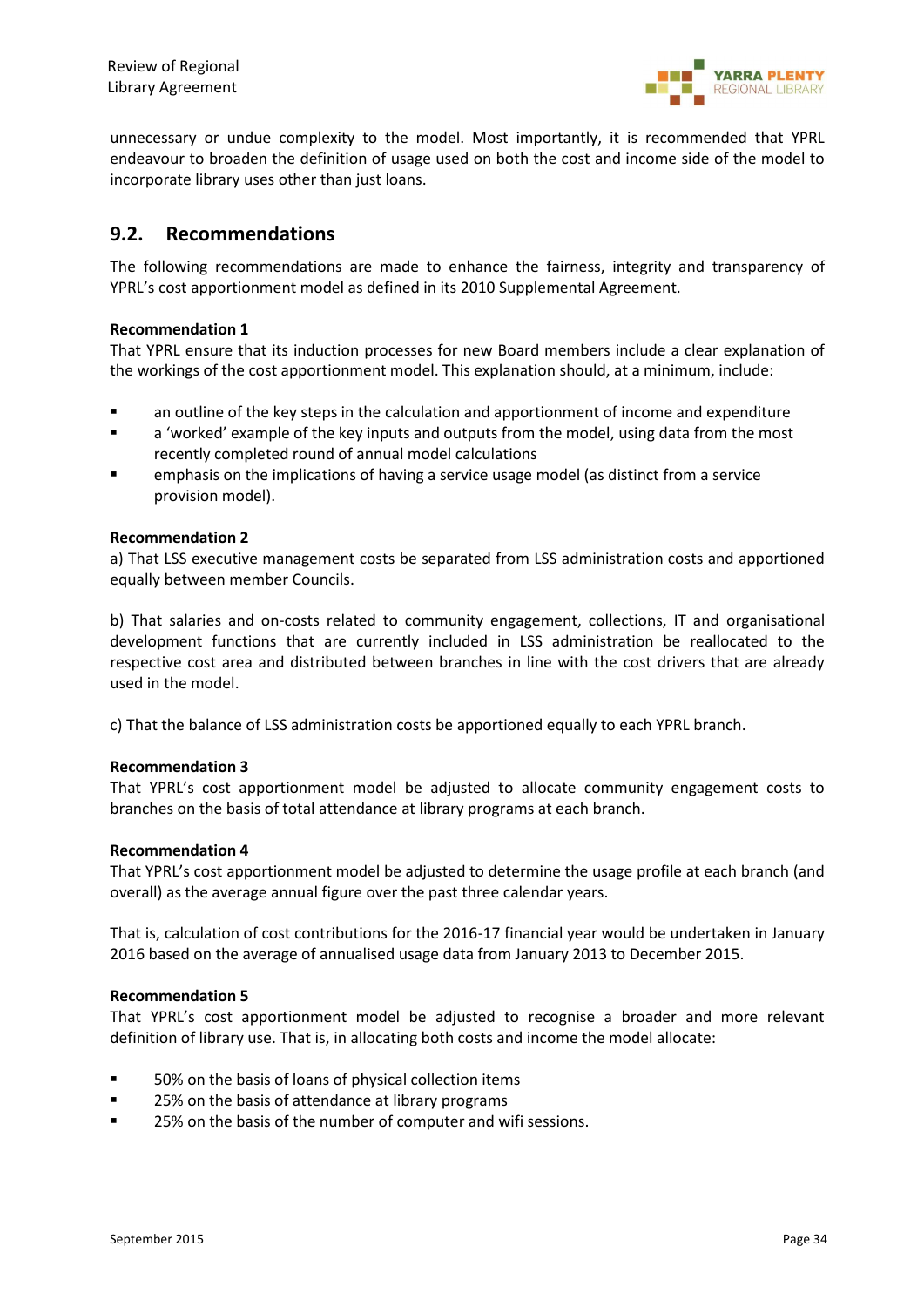unnecessary or undue complexity to the model. Most importantly, it is recommended that YPRL endeavour to broaden the definition of usage used on both the cost and income side of the model to incorporate library uses other than just loans.

## 9.2. Recommendations

The following recommendations are made to enhance the fairness, integrity and transparency of YPRL's cost apportionment model as defined in its 2010 Supplemental Agreement.

**Recommendation 1**

That YPRL ensure that its induction processes for new Board members include a clear explanation of the workings of the cost apportionment model. This explanation should, at a minimum, include:

- an outline of the key steps in the calculation and apportionment of income and expenditure
- a 'worked' example of the key inputs and outputs from the model, using data from the most recently completed round of annual model calculations
- emphasis on the implications of having a service usage model (as distinct from a service provision model).

**Recommendation 2**

a) That LSS executive management costs be separated from LSS administration costs and apportioned equally between member Councils.

b) That salaries and on-costs related to community engagement, collections, IT and organisational development functions that are currently included in LSS administration be reallocated to the respective cost area and distributed between branches in line with the cost drivers that are already used in the model.

c) That the balance of LSS administration costs be apportioned equally to each YPRL branch.

**Recommendation 3**

That YPRL's cost apportionment model be adjusted to allocate community engagement costs to branches on the basis of total attendance at library programs at each branch.

**Recommendation 4**

That YPRL's cost apportionment model be adjusted to determine the usage profile at each branch (and overall) as the average annual figure over the past three calendar years.

That is, calculation of cost contributions for the 2016-17 financial year would be undertaken in January 2016 based on the average of annualised usage data from January 2013 to December 2015.

**Recommendation 5**

That YPRL's cost apportionment model be adjusted to recognise a broader and more relevant definition of library use. That is, in allocating both costs and income the model allocate:

- 50% on the basis of loans of physical collection items
- 25% on the basis of attendance at library programs
- 25% on the basis of the number of computer and wifi sessions.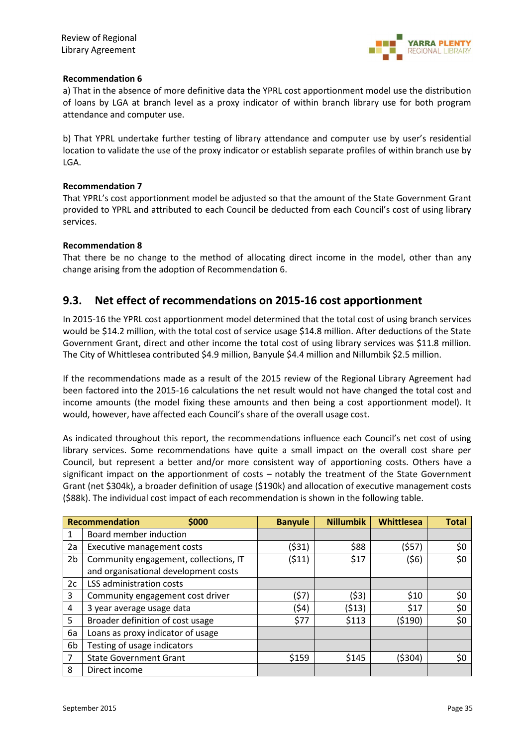**Recommendation 6**

a) That in the absence of more definitive data the YPRL cost apportionment model use the distribution of loans by LGA at branch level as a proxy indicator of within branch library use for both program attendance and computer use.

b) That YPRL undertake further testing of library attendance and computer use by user's residential location to validate the use of the proxy indicator or establish separate profiles of within branch use by LGA.

**Recommendation 7**

That YPRL's cost apportionment model be adjusted so that the amount of the State Government Grant provided to YPRL and attributed to each Council be deducted from each Council's cost of using library services.

**Recommendation 8**

That there be no change to the method of allocating direct income in the model, other than any change arising from the adoption of Recommendation 6.

## 9.3. Net effect of recommendations on 2015-16 cost apportionment

In 2015-16 the YPRL cost apportionment model determined that the total cost of using branch services would be $14.2 million, with the total cost of service usage $14.8 million. After deductions of the State Government Grant, direct and other income the total cost of using library services was $11.8 million. The City of Whittlesea contributed $4.9 million, Banyule $4.4 million and Nillumbik $2.5 million.

If the recommendations made as a result of the 2015 review of the Regional Library Agreement had been factored into the 2015-16 calculations the net result would not have changed the total cost and income amounts (the model fixing these amounts and then being a cost apportionment model). It would, however, have affected each Council's share of the overall usage cost.

As indicated throughout this report, the recommendations influence each Council's net cost of using library services. Some recommendations have quite a small impact on the overall cost share per Council, but represent a better and/or more consistent way of apportioning costs. Others have a significant impact on the apportionment of costs – notably the treatment of the State Government Grant (net $304k), a broader definition of usage ($190k) and allocation of executive management costs ($88k). The individual cost impact of each recommendation is shown in the following table.

| Recommendation | $000 | Banyule | Nillumbik | Whittlesea | Total |
|---|---|---|---|---|---|
| 1 | Board member induction | | | | |
| 2a | Executive management costs | ($31) | $88 | ($57) | $0 |
| 2b | Community engagement, collections, IT and organisational development costs | ($11) | $17 | ($6) | $0 |
| 2c | LSS administration costs | | | | |
| 3 | Community engagement cost driver | ($7) | ($3) | $10 | $0 |
| 4 | 3 year average usage data | ($4) | ($13) | $17 | $0 |
| 5 | Broader definition of cost usage | $77 | $113 | ($190) | $0 |
| 6a | Loans as proxy indicator of usage | | | | |
| 6b | Testing of usage indicators | | | | |
| 7 | State Government Grant | $159 | $145 | ($304) | $0 |
| 8 | Direct income | | | | |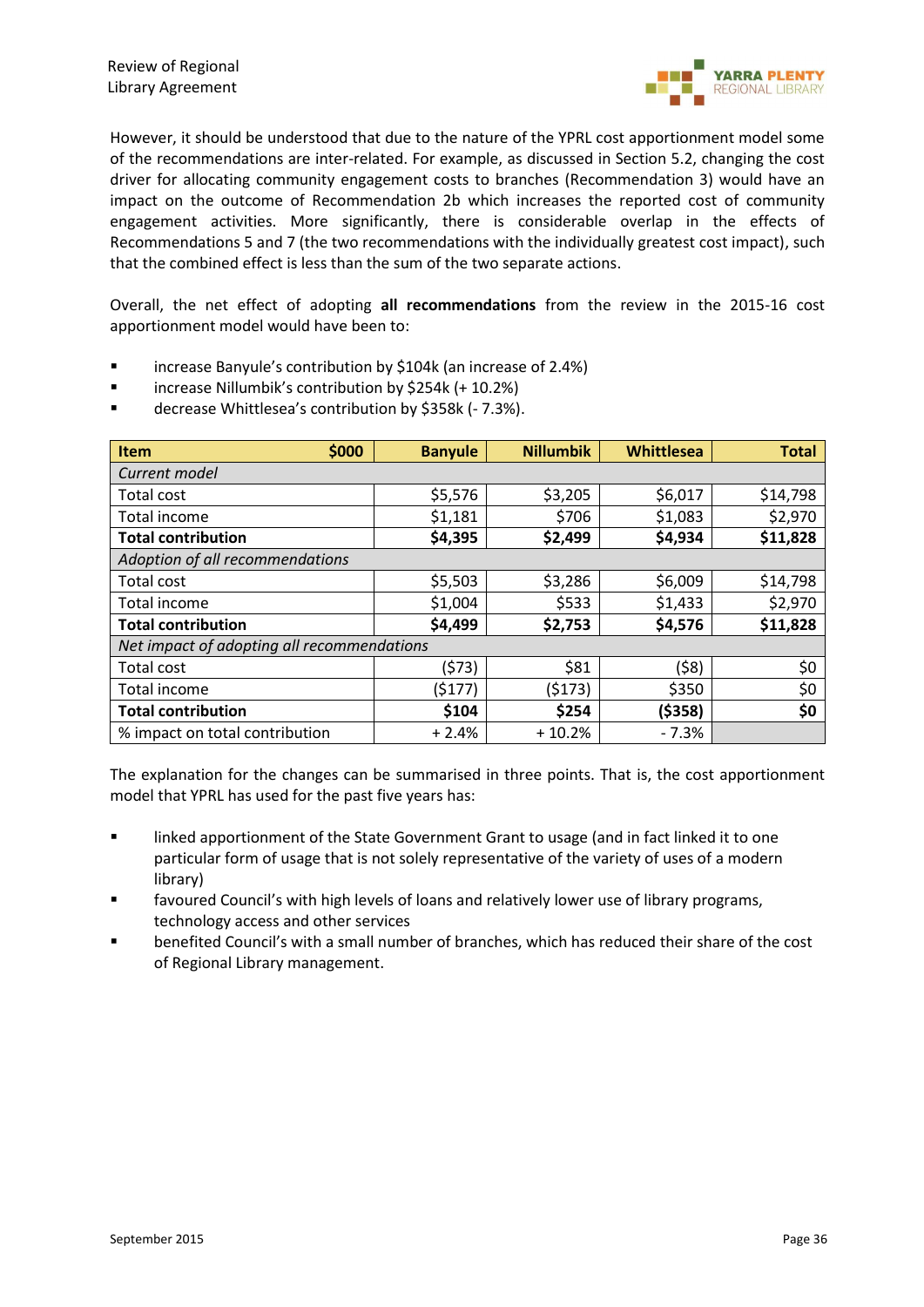However, it should be understood that due to the nature of the YPRL cost apportionment model some of the recommendations are inter-related. For example, as discussed in Section 5.2, changing the cost driver for allocating community engagement costs to branches (Recommendation 3) would have an impact on the outcome of Recommendation 2b which increases the reported cost of community engagement activities. More significantly, there is considerable overlap in the effects of Recommendations 5 and 7 (the two recommendations with the individually greatest cost impact), such that the combined effect is less than the sum of the two separate actions.

Overall, the net effect of adopting **all recommendations** from the review in the 2015-16 cost apportionment model would have been to:

- increase Banyule's contribution by $104k (an increase of 2.4%)
- increase Nillumbik's contribution by $254k (+ 10.2%)
- decrease Whittlesea's contribution by $358k (- 7.3%).

| Item $000 | Banyule | Nillumbik | Whittlesea | Total |
|---|---|---|---|---|
| *Current model* | | | | |
| Total cost | $5,576 | $3,205 | $6,017 | $14,798 |
| Total income | $1,181 | $706 | $1,083 | $2,970 |
| **Total contribution** | **$4,395** | **$2,499** | **$4,934** | **$11,828** |
| *Adoption of all recommendations* | | | | |
| Total cost | $5,503 | $3,286 | $6,009 | $14,798 |
| Total income | $1,004 | $533 | $1,433 | $2,970 |
| **Total contribution** | **$4,499** | **$2,753** | **$4,576** | **$11,828** |
| *Net impact of adopting all recommendations* | | | | |
| Total cost | ($73) | $81 | ($8) | $0 |
| Total income | ($177) | ($173) | $350 | $0 |
| **Total contribution** | **$104** | **$254** | **($358)** | **$0** |
| % impact on total contribution | + 2.4% | + 10.2% | - 7.3% | |

The explanation for the changes can be summarised in three points. That is, the cost apportionment model that YPRL has used for the past five years has:

- linked apportionment of the State Government Grant to usage (and in fact linked it to one particular form of usage that is not solely representative of the variety of uses of a modern library)
- favoured Council's with high levels of loans and relatively lower use of library programs, technology access and other services
- benefited Council's with a small number of branches, which has reduced their share of the cost of Regional Library management.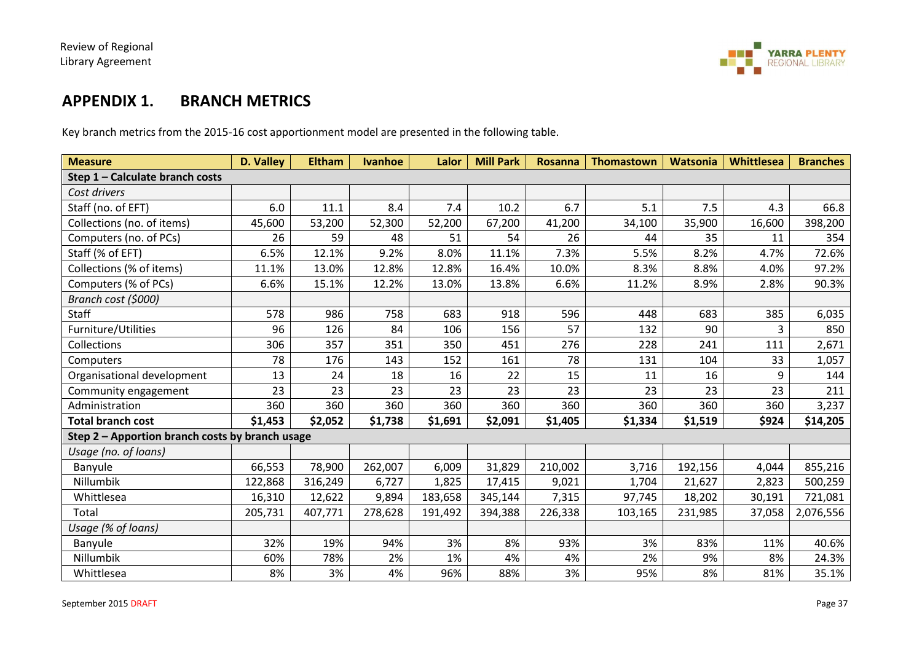## APPENDIX 1. BRANCH METRICS

Key branch metrics from the 2015-16 cost apportionment model are presented in the following table.

| Measure | D. Valley | Eltham | Ivanhoe | Lalor | Mill Park | Rosanna | Thomastown | Watsonia | Whittlesea | Branches |
|---|---|---|---|---|---|---|---|---|---|---|
| **Step 1 – Calculate branch costs** | | | | | | | | | | |
| *Cost drivers* | | | | | | | | | | |
| Staff (no. of EFT) | 6.0 | 11.1 | 8.4 | 7.4 | 10.2 | 6.7 | 5.1 | 7.5 | 4.3 | 66.8 |
| Collections (no. of items) | 45,600 | 53,200 | 52,300 | 52,200 | 67,200 | 41,200 | 34,100 | 35,900 | 16,600 | 398,200 |
| Computers (no. of PCs) | 26 | 59 | 48 | 51 | 54 | 26 | 44 | 35 | 11 | 354 |
| Staff (% of EFT) | 6.5% | 12.1% | 9.2% | 8.0% | 11.1% | 7.3% | 5.5% | 8.2% | 4.7% | 72.6% |
| Collections (% of items) | 11.1% | 13.0% | 12.8% | 12.8% | 16.4% | 10.0% | 8.3% | 8.8% | 4.0% | 97.2% |
| Computers (% of PCs) | 6.6% | 15.1% | 12.2% | 13.0% | 13.8% | 6.6% | 11.2% | 8.9% | 2.8% | 90.3% |
| *Branch cost ($000)* | | | | | | | | | | |
| Staff | 578 | 986 | 758 | 683 | 918 | 596 | 448 | 683 | 385 | 6,035 |
| Furniture/Utilities | 96 | 126 | 84 | 106 | 156 | 57 | 132 | 90 | 3 | 850 |
| Collections | 306 | 357 | 351 | 350 | 451 | 276 | 228 | 241 | 111 | 2,671 |
| Computers | 78 | 176 | 143 | 152 | 161 | 78 | 131 | 104 | 33 | 1,057 |
| Organisational development | 13 | 24 | 18 | 16 | 22 | 15 | 11 | 16 | 9 | 144 |
| Community engagement | 23 | 23 | 23 | 23 | 23 | 23 | 23 | 23 | 23 | 211 |
| Administration | 360 | 360 | 360 | 360 | 360 | 360 | 360 | 360 | 360 | 3,237 |
| **Total branch cost** | **$1,453** | **$2,052** | **$1,738** | **$1,691** | **$2,091** | **$1,405** | **$1,334** | **$1,519** | **$924** | **$14,205** |
| **Step 2 – Apportion branch costs by branch usage** | | | | | | | | | | |
| *Usage (no. of loans)* | | | | | | | | | | |
| Banyule | 66,553 | 78,900 | 262,007 | 6,009 | 31,829 | 210,002 | 3,716 | 192,156 | 4,044 | 855,216 |
| Nillumbik | 122,868 | 316,249 | 6,727 | 1,825 | 17,415 | 9,021 | 1,704 | 21,627 | 2,823 | 500,259 |
| Whittlesea | 16,310 | 12,622 | 9,894 | 183,658 | 345,144 | 7,315 | 97,745 | 18,202 | 30,191 | 721,081 |
| Total | 205,731 | 407,771 | 278,628 | 191,492 | 394,388 | 226,338 | 103,165 | 231,985 | 37,058 | 2,076,556 |
| *Usage (% of loans)* | | | | | | | | | | |
| Banyule | 32% | 19% | 94% | 3% | 8% | 93% | 3% | 83% | 11% | 40.6% |
| Nillumbik | 60% | 78% | 2% | 1% | 4% | 4% | 2% | 9% | 8% | 24.3% |
| Whittlesea | 8% | 3% | 4% | 96% | 88% | 3% | 95% | 8% | 81% | 35.1% |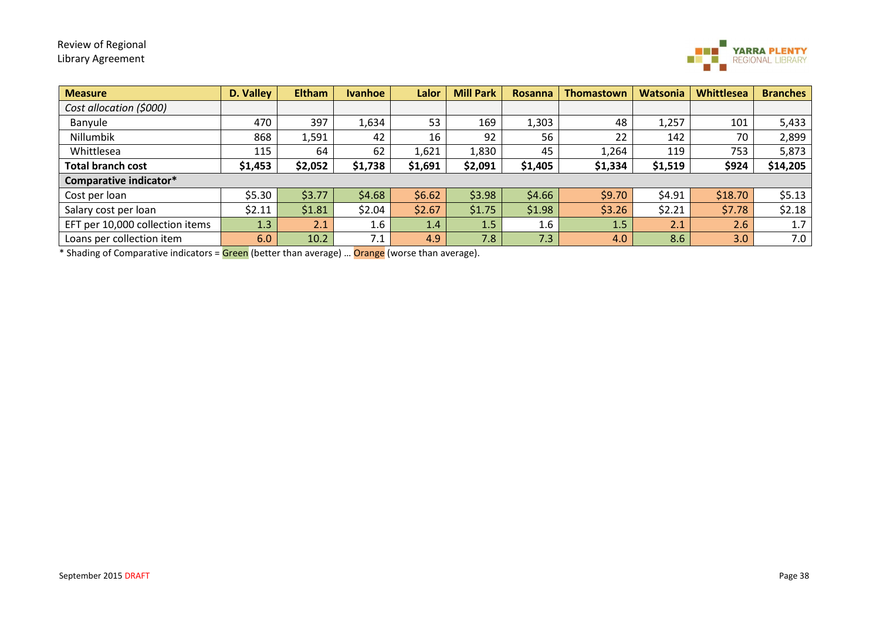| Measure | D. Valley | Eltham | Ivanhoe | Lalor | Mill Park | Rosanna | Thomastown | Watsonia | Whittlesea | Branches |
|---|---|---|---|---|---|---|---|---|---|---|
| *Cost allocation ($000)* | | | | | | | | | | |
| Banyule | 470 | 397 | 1,634 | 53 | 169 | 1,303 | 48 | 1,257 | 101 | 5,433 |
| Nillumbik | 868 | 1,591 | 42 | 16 | 92 | 56 | 22 | 142 | 70 | 2,899 |
| Whittlesea | 115 | 64 | 62 | 1,621 | 1,830 | 45 | 1,264 | 119 | 753 | 5,873 |
| **Total branch cost** | **$1,453** | **$2,052** | **$1,738** | **$1,691** | **$2,091** | **$1,405** | **$1,334** | **$1,519** | **$924** | **$14,205** |
| **Comparative indicator*** | | | | | | | | | | |
| Cost per loan | $5.30 | $3.77 | $4.68 | $6.62 | $3.98 | $4.66 | $9.70 | $4.91 | $18.70 | $5.13 |
| Salary cost per loan | $2.11 | $1.81 | $2.04 | $2.67 | $1.75 | $1.98 | $3.26 | $2.21 | $7.78 | $2.18 |
| EFT per 10,000 collection items | 1.3 | 2.1 | 1.6 | 1.4 | 1.5 | 1.6 | 1.5 | 2.1 | 2.6 | 1.7 |
| Loans per collection item | 6.0 | 10.2 | 7.1 | 4.9 | 7.8 | 7.3 | 4.0 | 8.6 | 3.0 | 7.0 |

* Shading of Comparative indicators = Green (better than average) … Orange (worse than average).